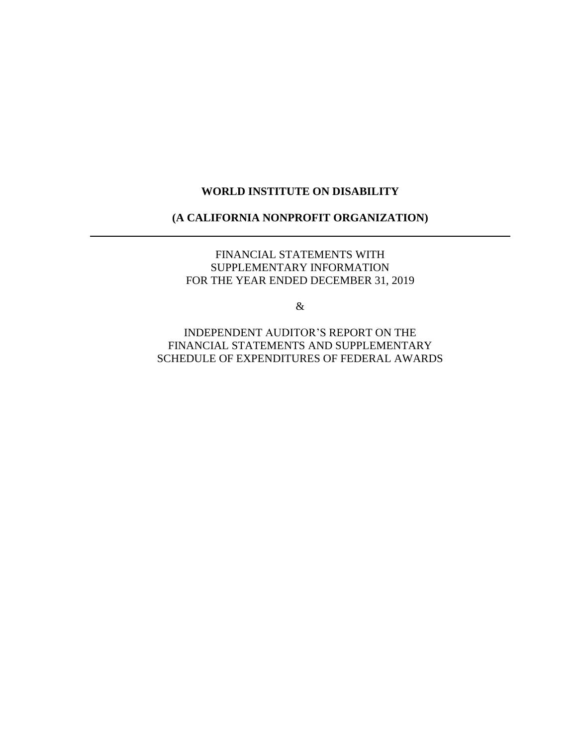# WORLD INSTITUTE ON DISABILITY

## (A CALIFORNIA NONPROFIT ORGANIZATION)

---

FINANCIAL STATEMENTS WITH
SUPPLEMENTARY INFORMATION
FOR THE YEAR ENDED DECEMBER 31, 2019

&

INDEPENDENT AUDITOR'S REPORT ON THE
FINANCIAL STATEMENTS AND SUPPLEMENTARY
SCHEDULE OF EXPENDITURES OF FEDERAL AWARDS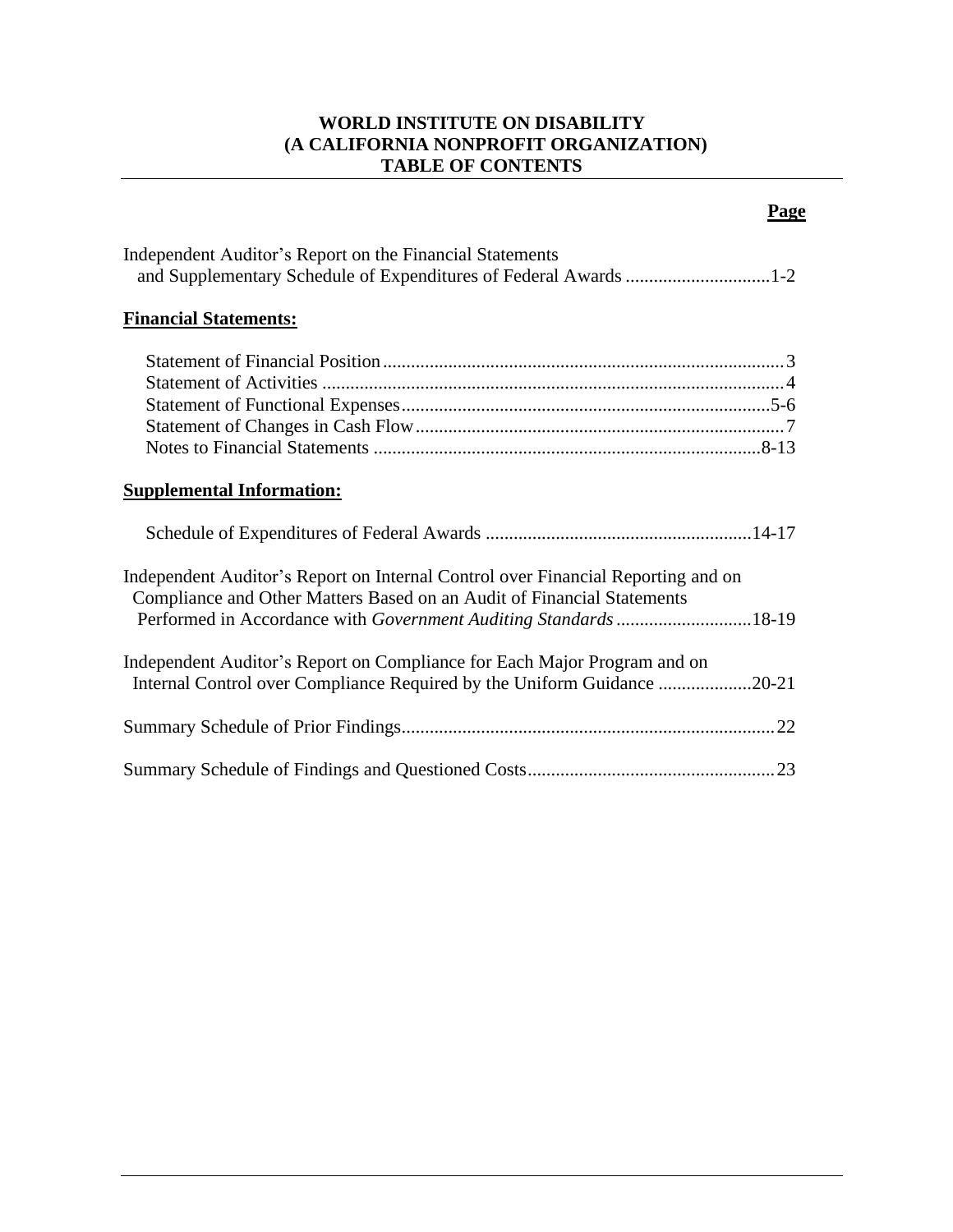# WORLD INSTITUTE ON DISABILITY
# (A CALIFORNIA NONPROFIT ORGANIZATION)
# TABLE OF CONTENTS

| | **Page** |
|---|---|
| Independent Auditor's Report on the Financial Statements and Supplementary Schedule of Expenditures of Federal Awards | 1-2 |
| **Financial Statements:** | |
| Statement of Financial Position | 3 |
| Statement of Activities | 4 |
| Statement of Functional Expenses | 5-6 |
| Statement of Changes in Cash Flow | 7 |
| Notes to Financial Statements | 8-13 |
| **Supplemental Information:** | |
| Schedule of Expenditures of Federal Awards | 14-17 |
| Independent Auditor's Report on Internal Control over Financial Reporting and on Compliance and Other Matters Based on an Audit of Financial Statements Performed in Accordance with *Government Auditing Standards* | 18-19 |
| Independent Auditor's Report on Compliance for Each Major Program and on Internal Control over Compliance Required by the Uniform Guidance | 20-21 |
| Summary Schedule of Prior Findings | 22 |
| Summary Schedule of Findings and Questioned Costs | 23 |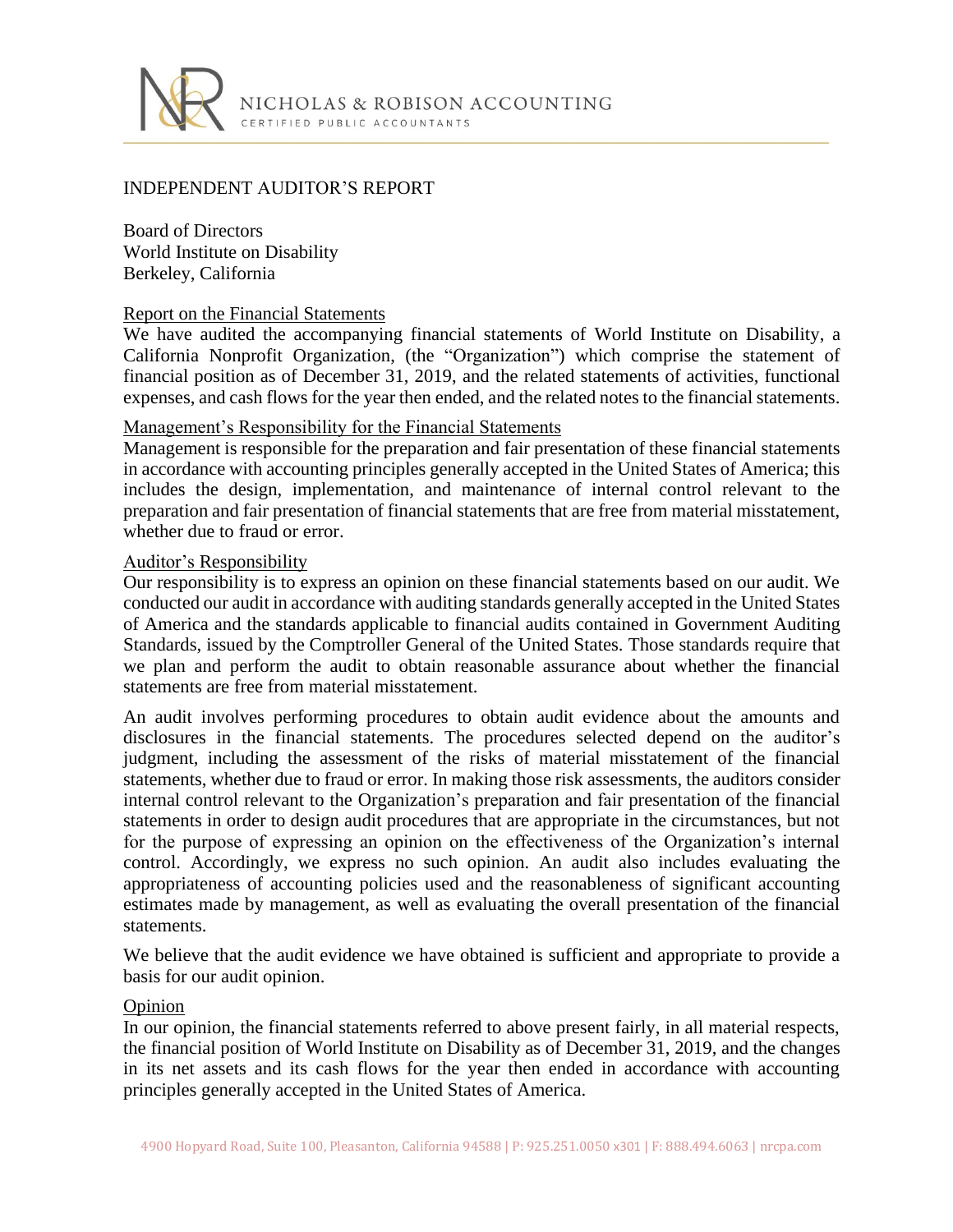NICHOLAS & ROBISON ACCOUNTING

CERTIFIED PUBLIC ACCOUNTANTS

# INDEPENDENT AUDITOR'S REPORT

Board of Directors
World Institute on Disability
Berkeley, California

## Report on the Financial Statements

We have audited the accompanying financial statements of World Institute on Disability, a California Nonprofit Organization, (the "Organization") which comprise the statement of financial position as of December 31, 2019, and the related statements of activities, functional expenses, and cash flows for the year then ended, and the related notes to the financial statements.

## Management's Responsibility for the Financial Statements

Management is responsible for the preparation and fair presentation of these financial statements in accordance with accounting principles generally accepted in the United States of America; this includes the design, implementation, and maintenance of internal control relevant to the preparation and fair presentation of financial statements that are free from material misstatement, whether due to fraud or error.

## Auditor's Responsibility

Our responsibility is to express an opinion on these financial statements based on our audit. We conducted our audit in accordance with auditing standards generally accepted in the United States of America and the standards applicable to financial audits contained in Government Auditing Standards, issued by the Comptroller General of the United States. Those standards require that we plan and perform the audit to obtain reasonable assurance about whether the financial statements are free from material misstatement.

An audit involves performing procedures to obtain audit evidence about the amounts and disclosures in the financial statements. The procedures selected depend on the auditor's judgment, including the assessment of the risks of material misstatement of the financial statements, whether due to fraud or error. In making those risk assessments, the auditors consider internal control relevant to the Organization's preparation and fair presentation of the financial statements in order to design audit procedures that are appropriate in the circumstances, but not for the purpose of expressing an opinion on the effectiveness of the Organization's internal control. Accordingly, we express no such opinion. An audit also includes evaluating the appropriateness of accounting policies used and the reasonableness of significant accounting estimates made by management, as well as evaluating the overall presentation of the financial statements.

We believe that the audit evidence we have obtained is sufficient and appropriate to provide a basis for our audit opinion.

## Opinion

In our opinion, the financial statements referred to above present fairly, in all material respects, the financial position of World Institute on Disability as of December 31, 2019, and the changes in its net assets and its cash flows for the year then ended in accordance with accounting principles generally accepted in the United States of America.

4900 Hopyard Road, Suite 100, Pleasanton, California 94588 | P: 925.251.0050 x301 | F: 888.494.6063 | nrcpa.com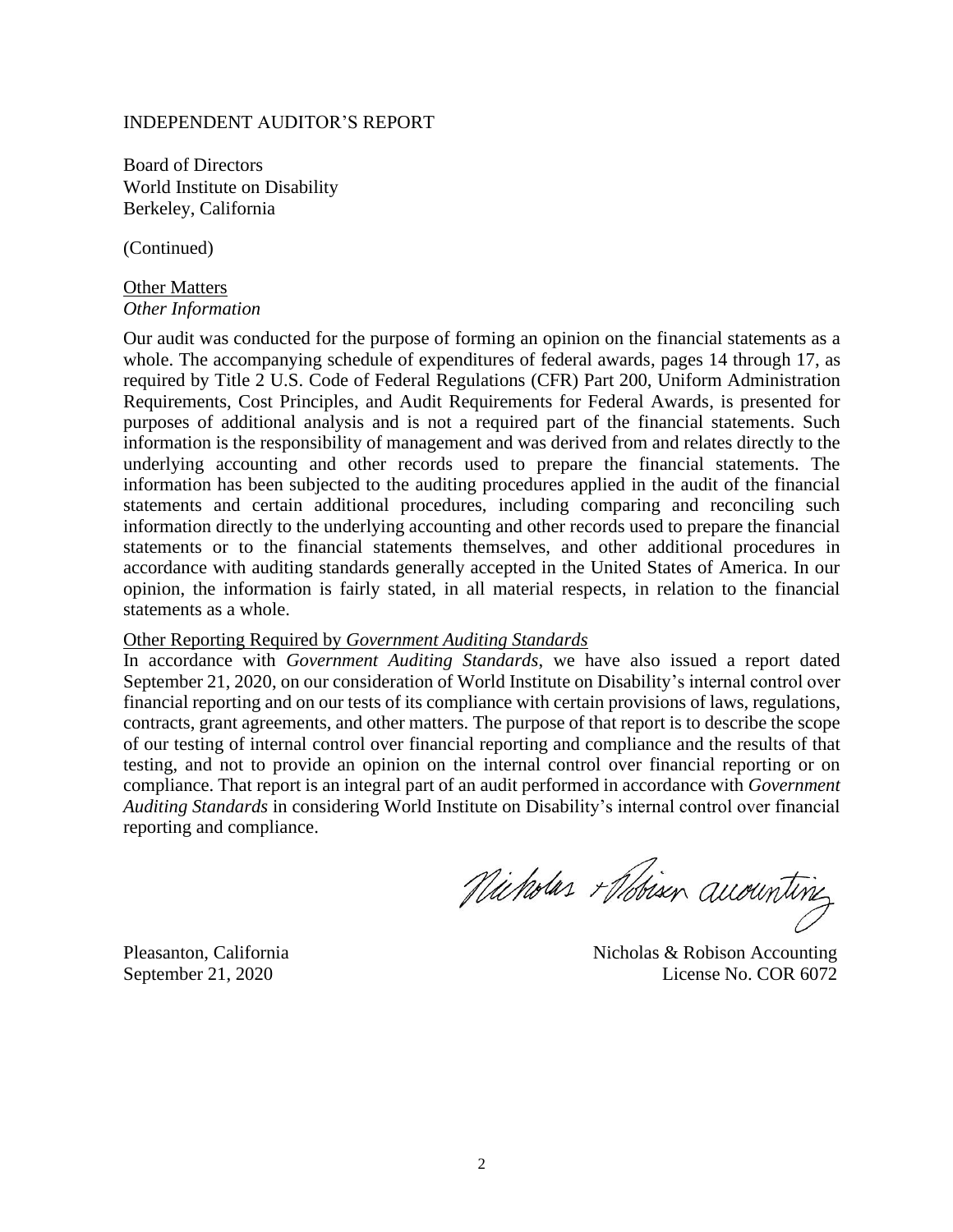INDEPENDENT AUDITOR'S REPORT

Board of Directors
World Institute on Disability
Berkeley, California

(Continued)

Other Matters
*Other Information*

Our audit was conducted for the purpose of forming an opinion on the financial statements as a whole. The accompanying schedule of expenditures of federal awards, pages 14 through 17, as required by Title 2 U.S. Code of Federal Regulations (CFR) Part 200, Uniform Administration Requirements, Cost Principles, and Audit Requirements for Federal Awards, is presented for purposes of additional analysis and is not a required part of the financial statements. Such information is the responsibility of management and was derived from and relates directly to the underlying accounting and other records used to prepare the financial statements. The information has been subjected to the auditing procedures applied in the audit of the financial statements and certain additional procedures, including comparing and reconciling such information directly to the underlying accounting and other records used to prepare the financial statements or to the financial statements themselves, and other additional procedures in accordance with auditing standards generally accepted in the United States of America. In our opinion, the information is fairly stated, in all material respects, in relation to the financial statements as a whole.

Other Reporting Required by *Government Auditing Standards*

In accordance with *Government Auditing Standards*, we have also issued a report dated September 21, 2020, on our consideration of World Institute on Disability's internal control over financial reporting and on our tests of its compliance with certain provisions of laws, regulations, contracts, grant agreements, and other matters. The purpose of that report is to describe the scope of our testing of internal control over financial reporting and compliance and the results of that testing, and not to provide an opinion on the internal control over financial reporting or on compliance. That report is an integral part of an audit performed in accordance with *Government Auditing Standards* in considering World Institute on Disability's internal control over financial reporting and compliance.

Nicholas + Robison accounting

Pleasanton, California
September 21, 2020

Nicholas & Robison Accounting
License No. COR 6072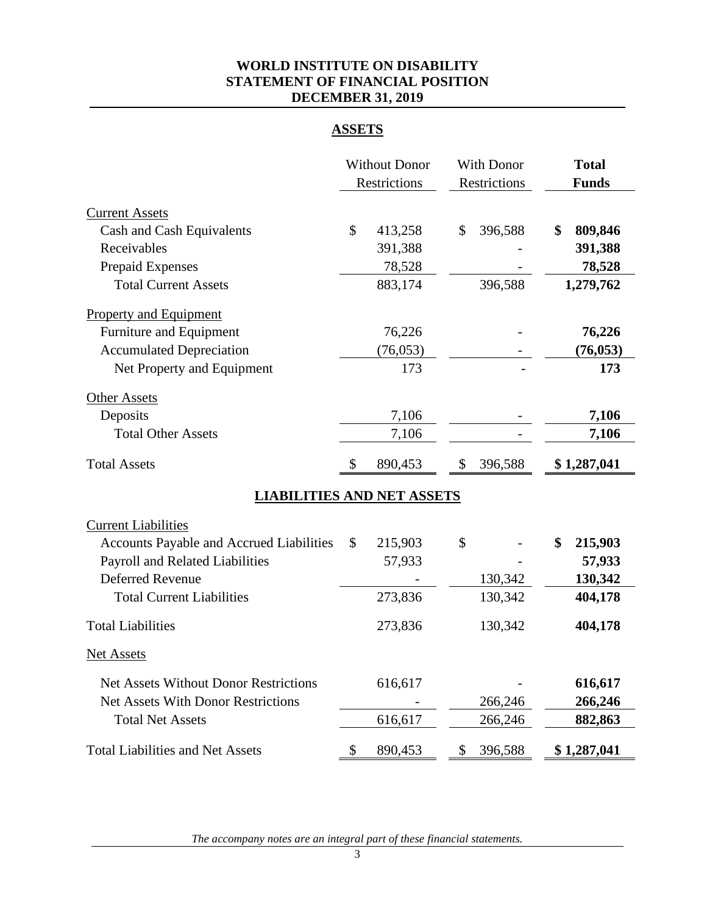**WORLD INSTITUTE ON DISABILITY**
**STATEMENT OF FINANCIAL POSITION**
**DECEMBER 31, 2019**

## ASSETS

| | Without Donor Restrictions | With Donor Restrictions | **Total Funds** |
|---|---|---|---|
| Current Assets | | | |
| Cash and Cash Equivalents | $ 413,258 | $ 396,588 | **$ 809,846** |
| Receivables | 391,388 | - | **391,388** |
| Prepaid Expenses | 78,528 | - | **78,528** |
| Total Current Assets | 883,174 | 396,588 | **1,279,762** |
| Property and Equipment | | | |
| Furniture and Equipment | 76,226 | - | **76,226** |
| Accumulated Depreciation | (76,053) | - | **(76,053)** |
| Net Property and Equipment | 173 | - | **173** |
| Other Assets | | | |
| Deposits | 7,106 | - | **7,106** |
| Total Other Assets | 7,106 | - | **7,106** |
| Total Assets | $ 890,453 | $ 396,588 | **$ 1,287,041** |

## LIABILITIES AND NET ASSETS

| | Without Donor Restrictions | With Donor Restrictions | **Total Funds** |
|---|---|---|---|
| Current Liabilities | | | |
| Accounts Payable and Accrued Liabilities | $ 215,903 | $ - | **$ 215,903** |
| Payroll and Related Liabilities | 57,933 | - | **57,933** |
| Deferred Revenue | - | 130,342 | **130,342** |
| Total Current Liabilities | 273,836 | 130,342 | **404,178** |
| Total Liabilities | 273,836 | 130,342 | **404,178** |
| Net Assets | | | |
| Net Assets Without Donor Restrictions | 616,617 | - | **616,617** |
| Net Assets With Donor Restrictions | - | 266,246 | **266,246** |
| Total Net Assets | 616,617 | 266,246 | **882,863** |
| Total Liabilities and Net Assets | $ 890,453 | $ 396,588 | **$ 1,287,041** |

*The accompany notes are an integral part of these financial statements.*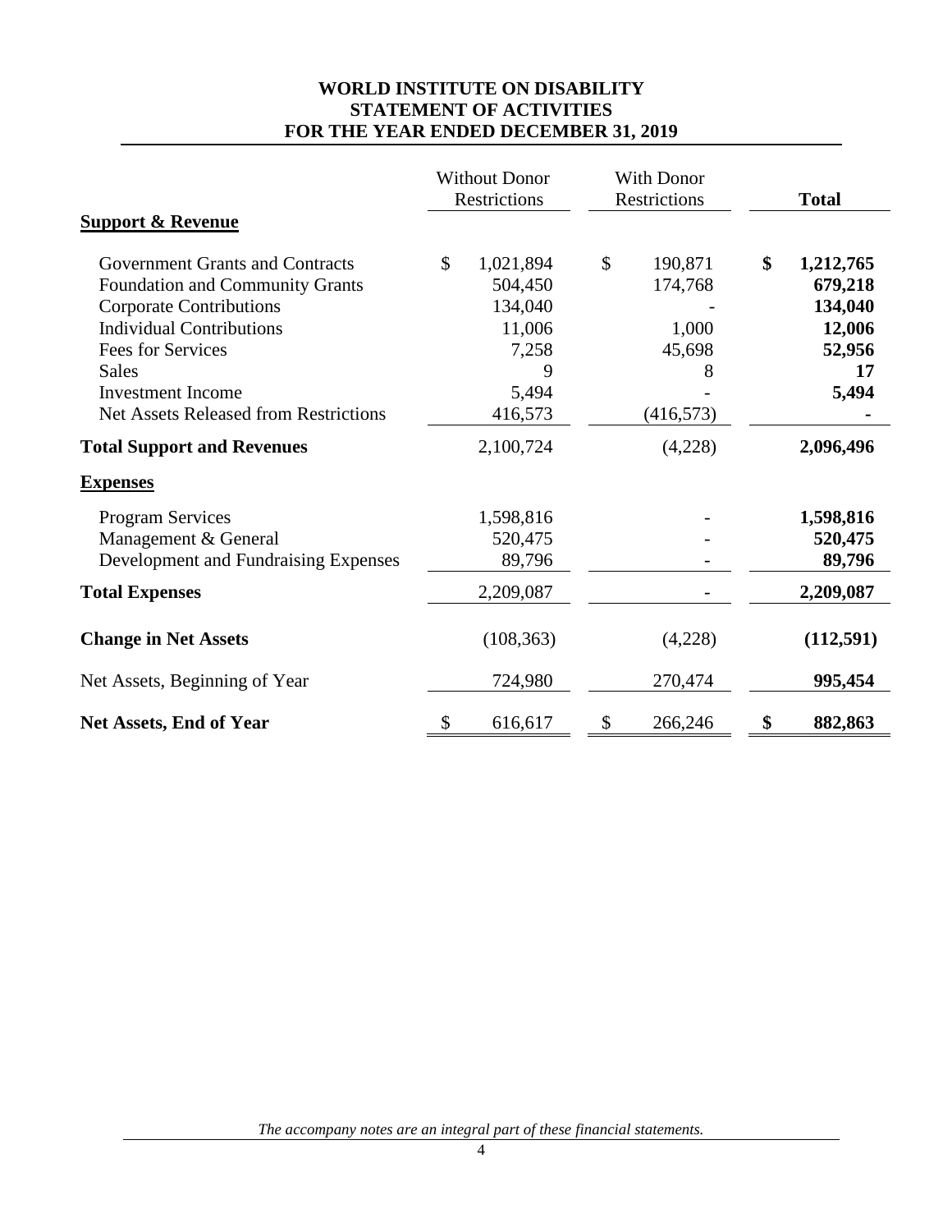**WORLD INSTITUTE ON DISABILITY**
**STATEMENT OF ACTIVITIES**
**FOR THE YEAR ENDED DECEMBER 31, 2019**

| | Without Donor Restrictions | With Donor Restrictions | **Total** |
|---|---|---|---|
| **Support & Revenue** | | | |
| Government Grants and Contracts | $ 1,021,894 | $ 190,871 | **$ 1,212,765** |
| Foundation and Community Grants | 504,450 | 174,768 | **679,218** |
| Corporate Contributions | 134,040 | - | **134,040** |
| Individual Contributions | 11,006 | 1,000 | **12,006** |
| Fees for Services | 7,258 | 45,698 | **52,956** |
| Sales | 9 | 8 | **17** |
| Investment Income | 5,494 | - | **5,494** |
| Net Assets Released from Restrictions | 416,573 | (416,573) | **-** |
| **Total Support and Revenues** | 2,100,724 | (4,228) | **2,096,496** |
| **Expenses** | | | |
| Program Services | 1,598,816 | - | **1,598,816** |
| Management & General | 520,475 | - | **520,475** |
| Development and Fundraising Expenses | 89,796 | - | **89,796** |
| **Total Expenses** | 2,209,087 | - | **2,209,087** |
| **Change in Net Assets** | (108,363) | (4,228) | **(112,591)** |
| Net Assets, Beginning of Year | 724,980 | 270,474 | **995,454** |
| **Net Assets, End of Year** | $ 616,617 | $ 266,246 | **$ 882,863** |

*The accompany notes are an integral part of these financial statements.*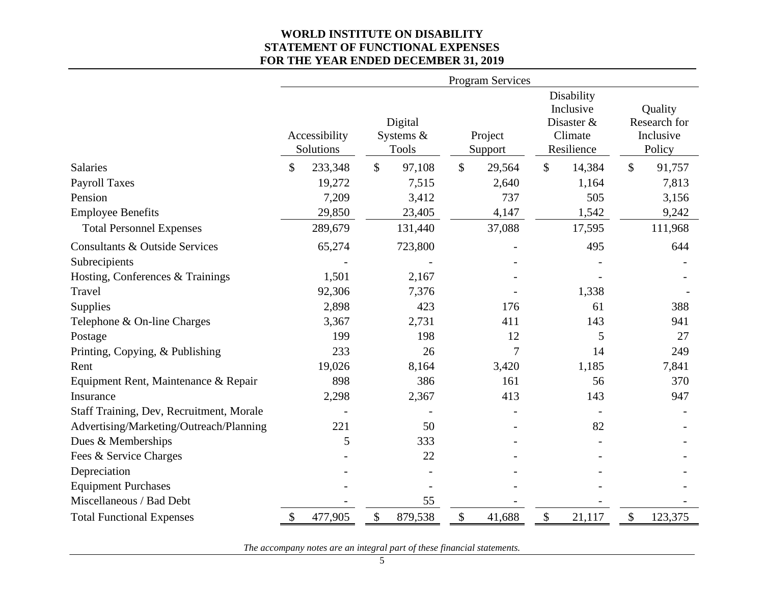**WORLD INSTITUTE ON DISABILITY**
**STATEMENT OF FUNCTIONAL EXPENSES**
**FOR THE YEAR ENDED DECEMBER 31, 2019**

| | Program Services | | | | |
|---|---|---|---|---|---|
| | Accessibility Solutions | Digital Systems & Tools | Project Support | Disability Inclusive Disaster & Climate Resilience | Quality Research for Inclusive Policy |
| Salaries | $ 233,348 | $ 97,108 | $ 29,564 | $ 14,384 | $ 91,757 |
| Payroll Taxes | 19,272 | 7,515 | 2,640 | 1,164 | 7,813 |
| Pension | 7,209 | 3,412 | 737 | 505 | 3,156 |
| Employee Benefits | 29,850 | 23,405 | 4,147 | 1,542 | 9,242 |
| Total Personnel Expenses | 289,679 | 131,440 | 37,088 | 17,595 | 111,968 |
| Consultants & Outside Services | 65,274 | 723,800 | - | 495 | 644 |
| Subrecipients | - | - | - | - | - |
| Hosting, Conferences & Trainings | 1,501 | 2,167 | - | - | - |
| Travel | 92,306 | 7,376 | - | 1,338 | - |
| Supplies | 2,898 | 423 | 176 | 61 | 388 |
| Telephone & On-line Charges | 3,367 | 2,731 | 411 | 143 | 941 |
| Postage | 199 | 198 | 12 | 5 | 27 |
| Printing, Copying, & Publishing | 233 | 26 | 7 | 14 | 249 |
| Rent | 19,026 | 8,164 | 3,420 | 1,185 | 7,841 |
| Equipment Rent, Maintenance & Repair | 898 | 386 | 161 | 56 | 370 |
| Insurance | 2,298 | 2,367 | 413 | 143 | 947 |
| Staff Training, Dev, Recruitment, Morale | - | - | - | - | - |
| Advertising/Marketing/Outreach/Planning | 221 | 50 | - | 82 | - |
| Dues & Memberships | 5 | 333 | - | - | - |
| Fees & Service Charges | - | 22 | - | - | - |
| Depreciation | - | - | - | - | - |
| Equipment Purchases | - | - | - | - | - |
| Miscellaneous / Bad Debt | - | 55 | - | - | - |
| Total Functional Expenses | $ 477,905 | $ 879,538 | $ 41,688 | $ 21,117 | $ 123,375 |

*The accompany notes are an integral part of these financial statements.*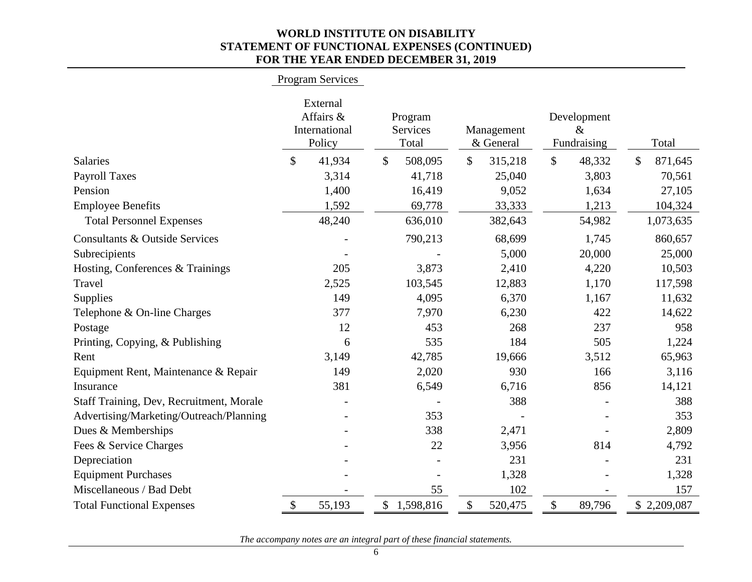**WORLD INSTITUTE ON DISABILITY**
**STATEMENT OF FUNCTIONAL EXPENSES (CONTINUED)**
**FOR THE YEAR ENDED DECEMBER 31, 2019**

| | Program Services | | | | |
|---|---|---|---|---|---|
| | External Affairs & International Policy | Program Services Total | Management & General | Development & Fundraising | Total |
| Salaries | $ 41,934 | $ 508,095 | $ 315,218 | $ 48,332 | $ 871,645 |
| Payroll Taxes | 3,314 | 41,718 | 25,040 | 3,803 | 70,561 |
| Pension | 1,400 | 16,419 | 9,052 | 1,634 | 27,105 |
| Employee Benefits | 1,592 | 69,778 | 33,333 | 1,213 | 104,324 |
| Total Personnel Expenses | 48,240 | 636,010 | 382,643 | 54,982 | 1,073,635 |
| Consultants & Outside Services | - | 790,213 | 68,699 | 1,745 | 860,657 |
| Subrecipients | - | - | 5,000 | 20,000 | 25,000 |
| Hosting, Conferences & Trainings | 205 | 3,873 | 2,410 | 4,220 | 10,503 |
| Travel | 2,525 | 103,545 | 12,883 | 1,170 | 117,598 |
| Supplies | 149 | 4,095 | 6,370 | 1,167 | 11,632 |
| Telephone & On-line Charges | 377 | 7,970 | 6,230 | 422 | 14,622 |
| Postage | 12 | 453 | 268 | 237 | 958 |
| Printing, Copying, & Publishing | 6 | 535 | 184 | 505 | 1,224 |
| Rent | 3,149 | 42,785 | 19,666 | 3,512 | 65,963 |
| Equipment Rent, Maintenance & Repair | 149 | 2,020 | 930 | 166 | 3,116 |
| Insurance | 381 | 6,549 | 6,716 | 856 | 14,121 |
| Staff Training, Dev, Recruitment, Morale | - | - | 388 | - | 388 |
| Advertising/Marketing/Outreach/Planning | - | 353 | - | - | 353 |
| Dues & Memberships | - | 338 | 2,471 | - | 2,809 |
| Fees & Service Charges | - | 22 | 3,956 | 814 | 4,792 |
| Depreciation | - | - | 231 | - | 231 |
| Equipment Purchases | - | - | 1,328 | - | 1,328 |
| Miscellaneous / Bad Debt | - | 55 | 102 | - | 157 |
| Total Functional Expenses | $ 55,193 | $ 1,598,816 | $ 520,475 | $ 89,796 | $ 2,209,087 |

*The accompany notes are an integral part of these financial statements.*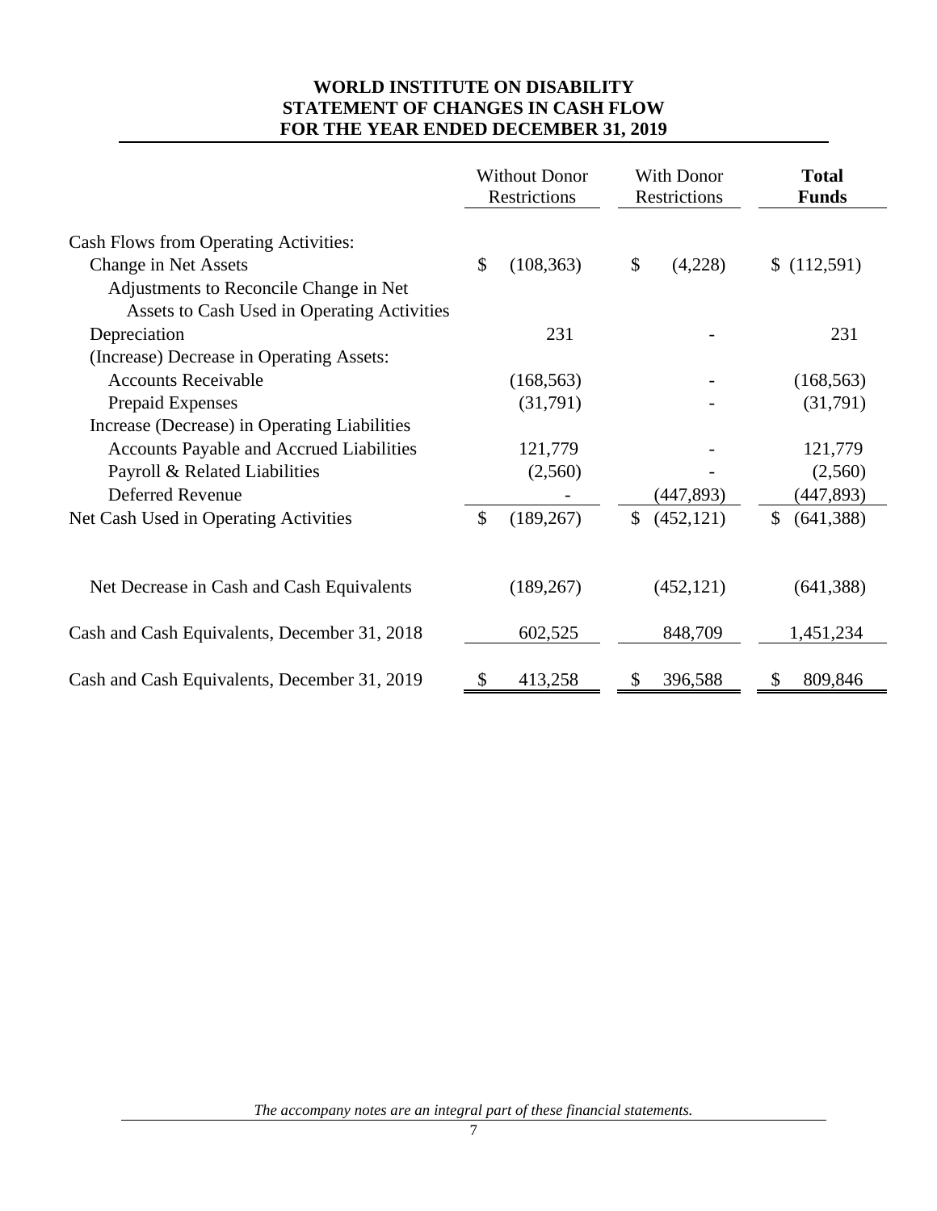# WORLD INSTITUTE ON DISABILITY
# STATEMENT OF CHANGES IN CASH FLOW
# FOR THE YEAR ENDED DECEMBER 31, 2019

| | Without Donor Restrictions | With Donor Restrictions | **Total Funds** |
|---|---|---|---|
| Cash Flows from Operating Activities: | | | |
| Change in Net Assets | $ (108,363) | $ (4,228) | $ (112,591) |
| Adjustments to Reconcile Change in Net Assets to Cash Used in Operating Activities | | | |
| Depreciation | 231 | - | 231 |
| (Increase) Decrease in Operating Assets: | | | |
| Accounts Receivable | (168,563) | - | (168,563) |
| Prepaid Expenses | (31,791) | - | (31,791) |
| Increase (Decrease) in Operating Liabilities | | | |
| Accounts Payable and Accrued Liabilities | 121,779 | - | 121,779 |
| Payroll & Related Liabilities | (2,560) | - | (2,560) |
| Deferred Revenue | - | (447,893) | (447,893) |
| Net Cash Used in Operating Activities | $ (189,267) | $ (452,121) | $ (641,388) |
| Net Decrease in Cash and Cash Equivalents | (189,267) | (452,121) | (641,388) |
| Cash and Cash Equivalents, December 31, 2018 | 602,525 | 848,709 | 1,451,234 |
| Cash and Cash Equivalents, December 31, 2019 | $ 413,258 | $ 396,588 | $ 809,846 |

*The accompany notes are an integral part of these financial statements.*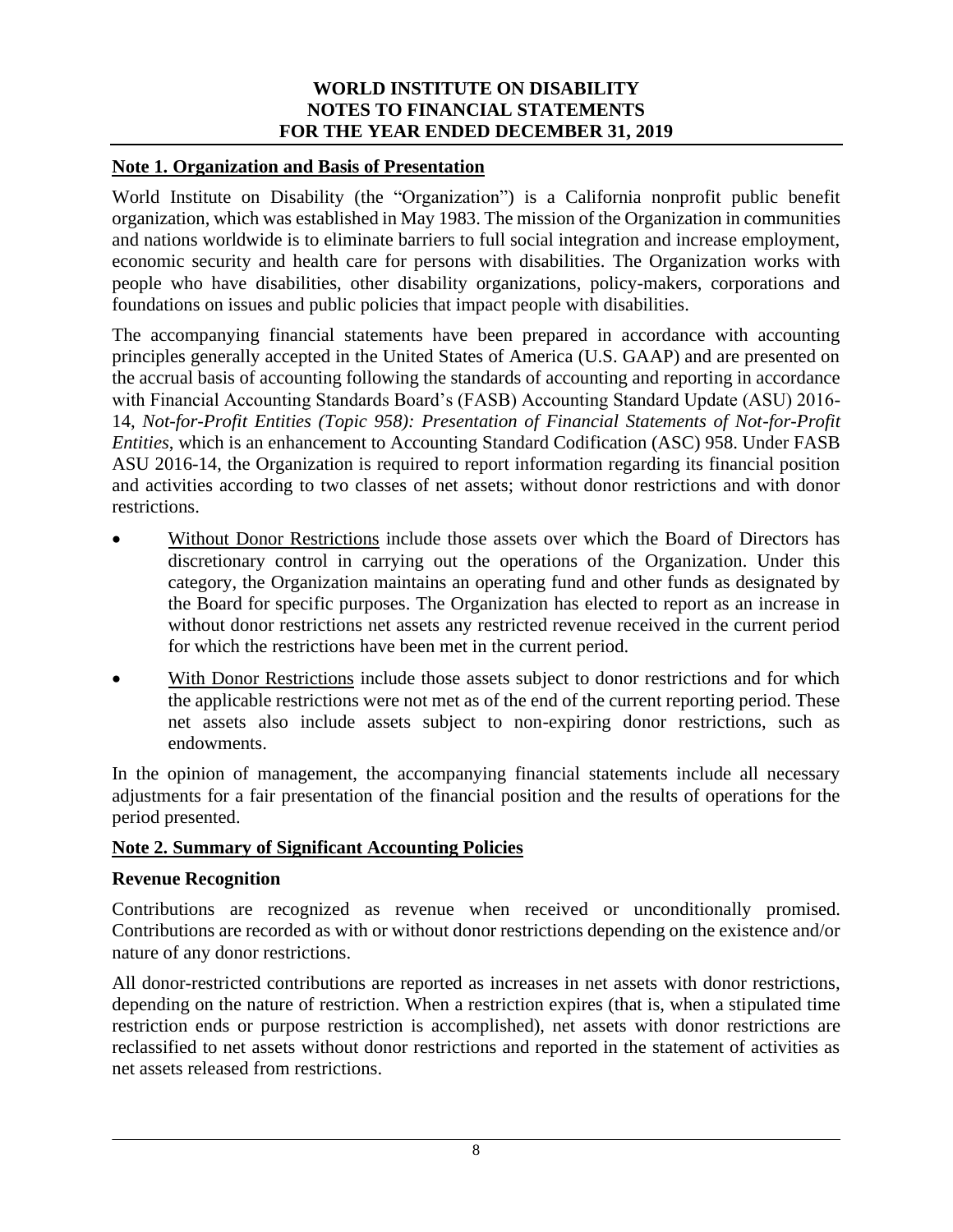**WORLD INSTITUTE ON DISABILITY**
**NOTES TO FINANCIAL STATEMENTS**
**FOR THE YEAR ENDED DECEMBER 31, 2019**

## Note 1. Organization and Basis of Presentation

World Institute on Disability (the "Organization") is a California nonprofit public benefit organization, which was established in May 1983. The mission of the Organization in communities and nations worldwide is to eliminate barriers to full social integration and increase employment, economic security and health care for persons with disabilities. The Organization works with people who have disabilities, other disability organizations, policy-makers, corporations and foundations on issues and public policies that impact people with disabilities.

The accompanying financial statements have been prepared in accordance with accounting principles generally accepted in the United States of America (U.S. GAAP) and are presented on the accrual basis of accounting following the standards of accounting and reporting in accordance with Financial Accounting Standards Board's (FASB) Accounting Standard Update (ASU) 2016-14, *Not-for-Profit Entities (Topic 958): Presentation of Financial Statements of Not-for-Profit Entities*, which is an enhancement to Accounting Standard Codification (ASC) 958. Under FASB ASU 2016-14, the Organization is required to report information regarding its financial position and activities according to two classes of net assets; without donor restrictions and with donor restrictions.

- Without Donor Restrictions include those assets over which the Board of Directors has discretionary control in carrying out the operations of the Organization. Under this category, the Organization maintains an operating fund and other funds as designated by the Board for specific purposes. The Organization has elected to report as an increase in without donor restrictions net assets any restricted revenue received in the current period for which the restrictions have been met in the current period.
- With Donor Restrictions include those assets subject to donor restrictions and for which the applicable restrictions were not met as of the end of the current reporting period. These net assets also include assets subject to non-expiring donor restrictions, such as endowments.

In the opinion of management, the accompanying financial statements include all necessary adjustments for a fair presentation of the financial position and the results of operations for the period presented.

## Note 2. Summary of Significant Accounting Policies

### Revenue Recognition

Contributions are recognized as revenue when received or unconditionally promised. Contributions are recorded as with or without donor restrictions depending on the existence and/or nature of any donor restrictions.

All donor-restricted contributions are reported as increases in net assets with donor restrictions, depending on the nature of restriction. When a restriction expires (that is, when a stipulated time restriction ends or purpose restriction is accomplished), net assets with donor restrictions are reclassified to net assets without donor restrictions and reported in the statement of activities as net assets released from restrictions.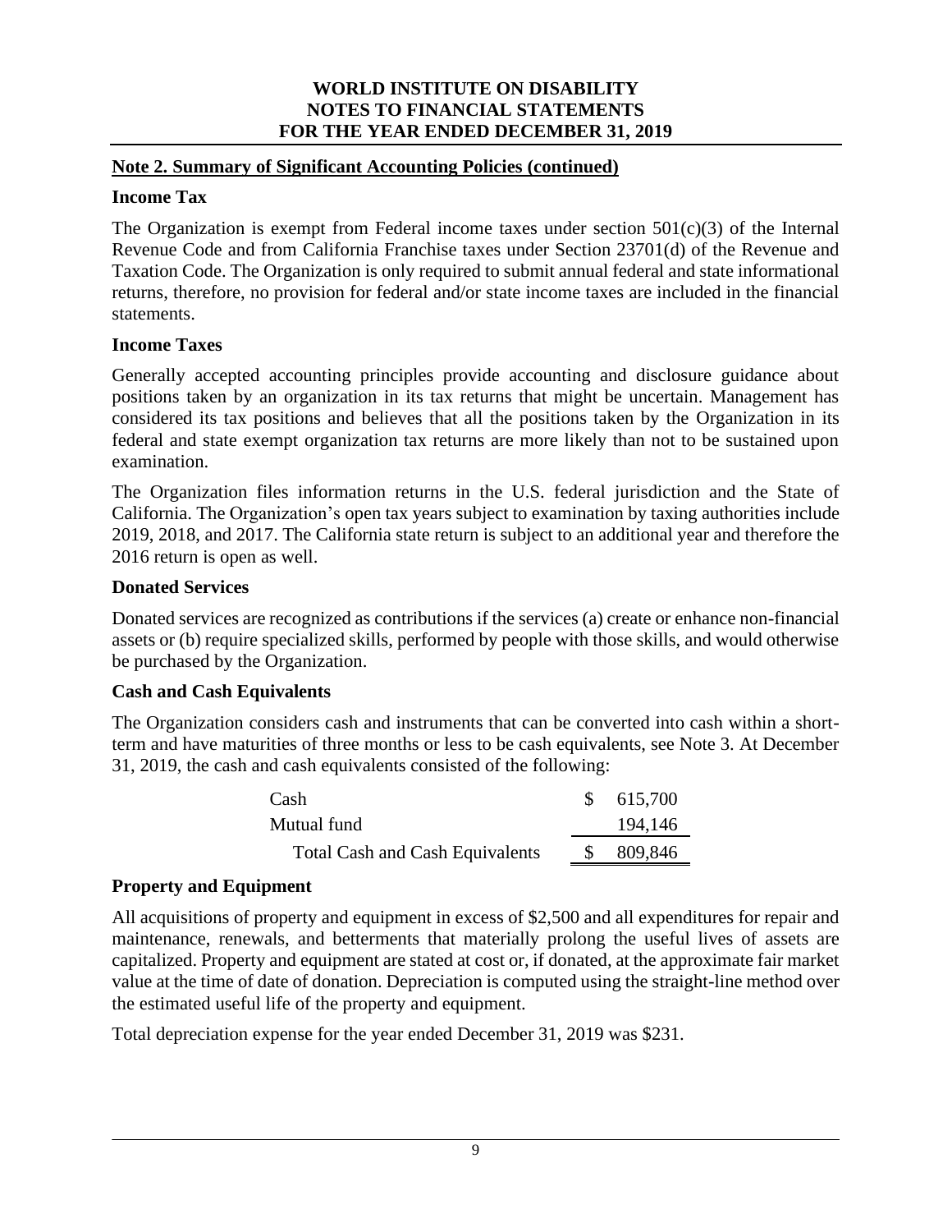## Note 2. Summary of Significant Accounting Policies (continued)

### Income Tax

The Organization is exempt from Federal income taxes under section 501(c)(3) of the Internal Revenue Code and from California Franchise taxes under Section 23701(d) of the Revenue and Taxation Code. The Organization is only required to submit annual federal and state informational returns, therefore, no provision for federal and/or state income taxes are included in the financial statements.

### Income Taxes

Generally accepted accounting principles provide accounting and disclosure guidance about positions taken by an organization in its tax returns that might be uncertain. Management has considered its tax positions and believes that all the positions taken by the Organization in its federal and state exempt organization tax returns are more likely than not to be sustained upon examination.

The Organization files information returns in the U.S. federal jurisdiction and the State of California. The Organization's open tax years subject to examination by taxing authorities include 2019, 2018, and 2017. The California state return is subject to an additional year and therefore the 2016 return is open as well.

### Donated Services

Donated services are recognized as contributions if the services (a) create or enhance non-financial assets or (b) require specialized skills, performed by people with those skills, and would otherwise be purchased by the Organization.

### Cash and Cash Equivalents

The Organization considers cash and instruments that can be converted into cash within a short-term and have maturities of three months or less to be cash equivalents, see Note 3. At December 31, 2019, the cash and cash equivalents consisted of the following:

| | |
|---|---|
| Cash | $ 615,700 |
| Mutual fund | 194,146 |
| Total Cash and Cash Equivalents | $ 809,846 |

### Property and Equipment

All acquisitions of property and equipment in excess of $2,500 and all expenditures for repair and maintenance, renewals, and betterments that materially prolong the useful lives of assets are capitalized. Property and equipment are stated at cost or, if donated, at the approximate fair market value at the time of date of donation. Depreciation is computed using the straight-line method over the estimated useful life of the property and equipment.

Total depreciation expense for the year ended December 31, 2019 was $231.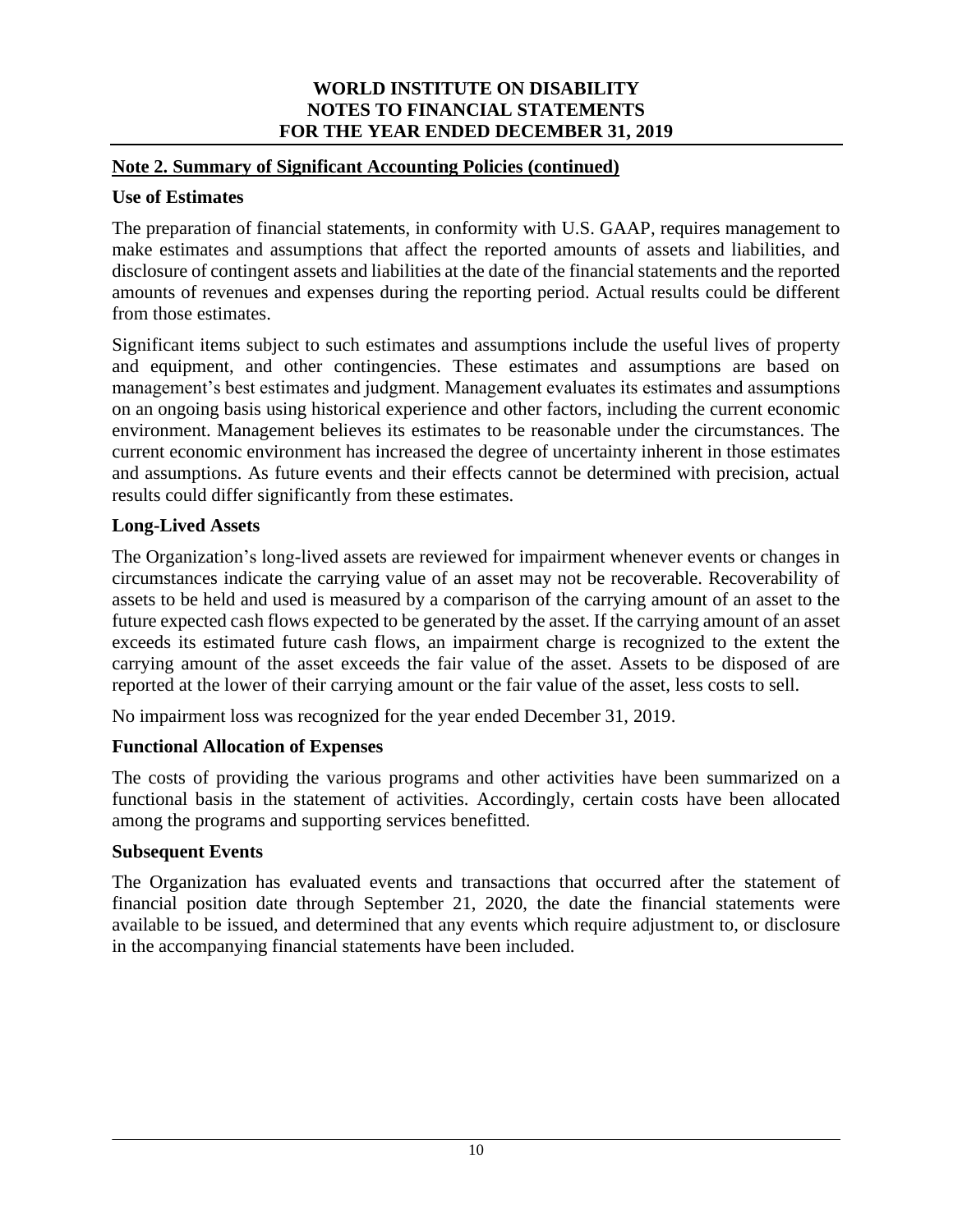## Note 2. Summary of Significant Accounting Policies (continued)

### Use of Estimates

The preparation of financial statements, in conformity with U.S. GAAP, requires management to make estimates and assumptions that affect the reported amounts of assets and liabilities, and disclosure of contingent assets and liabilities at the date of the financial statements and the reported amounts of revenues and expenses during the reporting period. Actual results could be different from those estimates.

Significant items subject to such estimates and assumptions include the useful lives of property and equipment, and other contingencies. These estimates and assumptions are based on management's best estimates and judgment. Management evaluates its estimates and assumptions on an ongoing basis using historical experience and other factors, including the current economic environment. Management believes its estimates to be reasonable under the circumstances. The current economic environment has increased the degree of uncertainty inherent in those estimates and assumptions. As future events and their effects cannot be determined with precision, actual results could differ significantly from these estimates.

### Long-Lived Assets

The Organization's long-lived assets are reviewed for impairment whenever events or changes in circumstances indicate the carrying value of an asset may not be recoverable. Recoverability of assets to be held and used is measured by a comparison of the carrying amount of an asset to the future expected cash flows expected to be generated by the asset. If the carrying amount of an asset exceeds its estimated future cash flows, an impairment charge is recognized to the extent the carrying amount of the asset exceeds the fair value of the asset. Assets to be disposed of are reported at the lower of their carrying amount or the fair value of the asset, less costs to sell.

No impairment loss was recognized for the year ended December 31, 2019.

### Functional Allocation of Expenses

The costs of providing the various programs and other activities have been summarized on a functional basis in the statement of activities. Accordingly, certain costs have been allocated among the programs and supporting services benefitted.

### Subsequent Events

The Organization has evaluated events and transactions that occurred after the statement of financial position date through September 21, 2020, the date the financial statements were available to be issued, and determined that any events which require adjustment to, or disclosure in the accompanying financial statements have been included.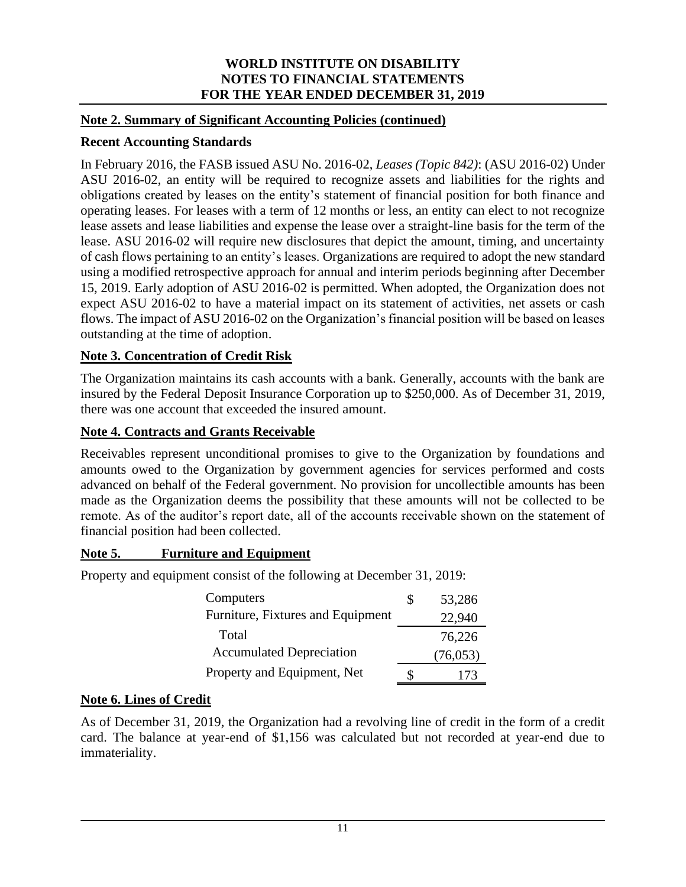**Note 2. Summary of Significant Accounting Policies (continued)**

**Recent Accounting Standards**

In February 2016, the FASB issued ASU No. 2016-02, *Leases (Topic 842)*: (ASU 2016-02) Under ASU 2016-02, an entity will be required to recognize assets and liabilities for the rights and obligations created by leases on the entity's statement of financial position for both finance and operating leases. For leases with a term of 12 months or less, an entity can elect to not recognize lease assets and lease liabilities and expense the lease over a straight-line basis for the term of the lease. ASU 2016-02 will require new disclosures that depict the amount, timing, and uncertainty of cash flows pertaining to an entity's leases. Organizations are required to adopt the new standard using a modified retrospective approach for annual and interim periods beginning after December 15, 2019. Early adoption of ASU 2016-02 is permitted. When adopted, the Organization does not expect ASU 2016-02 to have a material impact on its statement of activities, net assets or cash flows. The impact of ASU 2016-02 on the Organization's financial position will be based on leases outstanding at the time of adoption.

## Note 3. Concentration of Credit Risk

The Organization maintains its cash accounts with a bank. Generally, accounts with the bank are insured by the Federal Deposit Insurance Corporation up to $250,000. As of December 31, 2019, there was one account that exceeded the insured amount.

## Note 4. Contracts and Grants Receivable

Receivables represent unconditional promises to give to the Organization by foundations and amounts owed to the Organization by government agencies for services performed and costs advanced on behalf of the Federal government. No provision for uncollectible amounts has been made as the Organization deems the possibility that these amounts will not be collected to be remote. As of the auditor's report date, all of the accounts receivable shown on the statement of financial position had been collected.

## Note 5. Furniture and Equipment

Property and equipment consist of the following at December 31, 2019:

| | | |
|---|---|---|
| Computers | $ | 53,286 |
| Furniture, Fixtures and Equipment | | 22,940 |
| Total | | 76,226 |
| Accumulated Depreciation | | (76,053) |
| Property and Equipment, Net | $ | 173 |

## Note 6. Lines of Credit

As of December 31, 2019, the Organization had a revolving line of credit in the form of a credit card. The balance at year-end of $1,156 was calculated but not recorded at year-end due to immateriality.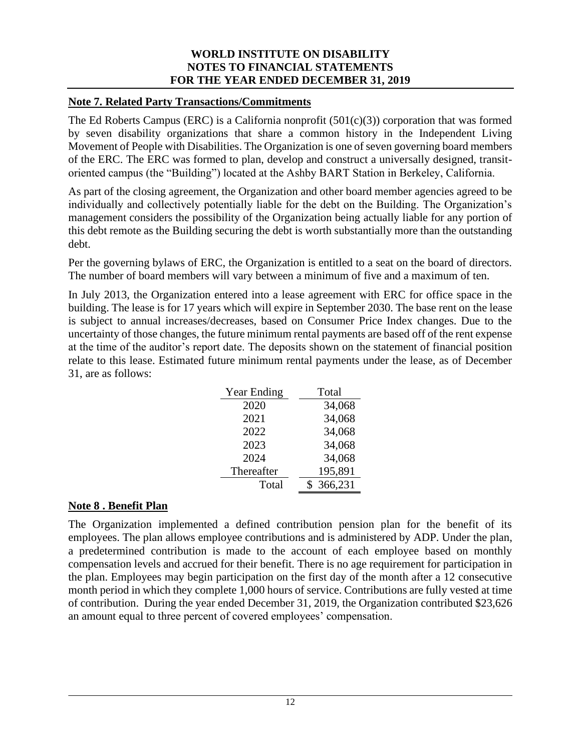**WORLD INSTITUTE ON DISABILITY**
**NOTES TO FINANCIAL STATEMENTS**
**FOR THE YEAR ENDED DECEMBER 31, 2019**

## Note 7. Related Party Transactions/Commitments

The Ed Roberts Campus (ERC) is a California nonprofit (501(c)(3)) corporation that was formed by seven disability organizations that share a common history in the Independent Living Movement of People with Disabilities. The Organization is one of seven governing board members of the ERC. The ERC was formed to plan, develop and construct a universally designed, transit-oriented campus (the "Building") located at the Ashby BART Station in Berkeley, California.

As part of the closing agreement, the Organization and other board member agencies agreed to be individually and collectively potentially liable for the debt on the Building. The Organization's management considers the possibility of the Organization being actually liable for any portion of this debt remote as the Building securing the debt is worth substantially more than the outstanding debt.

Per the governing bylaws of ERC, the Organization is entitled to a seat on the board of directors. The number of board members will vary between a minimum of five and a maximum of ten.

In July 2013, the Organization entered into a lease agreement with ERC for office space in the building. The lease is for 17 years which will expire in September 2030. The base rent on the lease is subject to annual increases/decreases, based on Consumer Price Index changes. Due to the uncertainty of those changes, the future minimum rental payments are based off of the rent expense at the time of the auditor's report date. The deposits shown on the statement of financial position relate to this lease. Estimated future minimum rental payments under the lease, as of December 31, are as follows:

| Year Ending | Total |
|---|---|
| 2020 | 34,068 |
| 2021 | 34,068 |
| 2022 | 34,068 |
| 2023 | 34,068 |
| 2024 | 34,068 |
| Thereafter | 195,891 |
| Total | $ 366,231 |

## Note 8 . Benefit Plan

The Organization implemented a defined contribution pension plan for the benefit of its employees. The plan allows employee contributions and is administered by ADP. Under the plan, a predetermined contribution is made to the account of each employee based on monthly compensation levels and accrued for their benefit. There is no age requirement for participation in the plan. Employees may begin participation on the first day of the month after a 12 consecutive month period in which they complete 1,000 hours of service. Contributions are fully vested at time of contribution. During the year ended December 31, 2019, the Organization contributed $23,626 an amount equal to three percent of covered employees' compensation.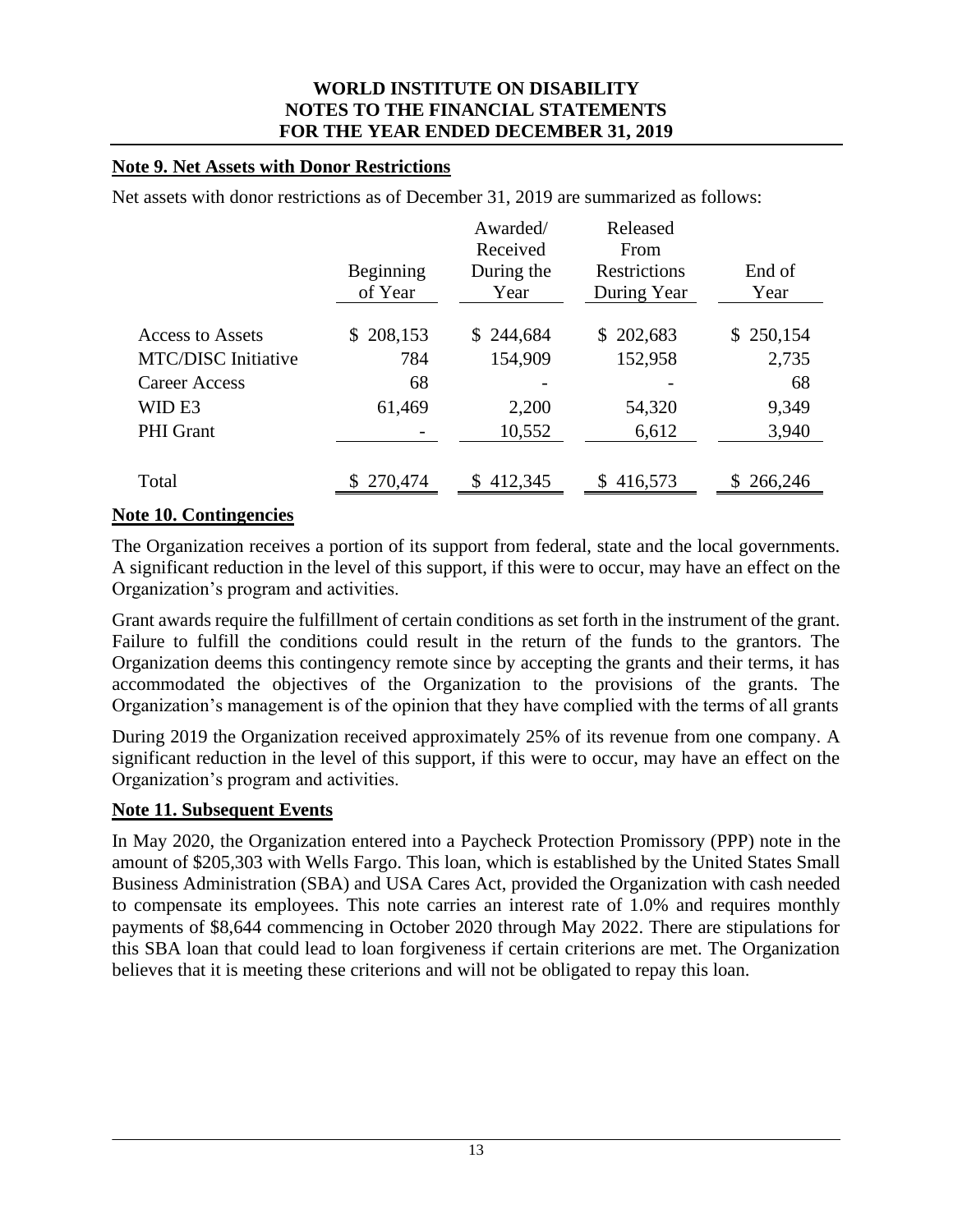# WORLD INSTITUTE ON DISABILITY
# NOTES TO THE FINANCIAL STATEMENTS
# FOR THE YEAR ENDED DECEMBER 31, 2019

## Note 9. Net Assets with Donor Restrictions

Net assets with donor restrictions as of December 31, 2019 are summarized as follows:

| | Beginning of Year | Awarded/ Received During the Year | Released From Restrictions During Year | End of Year |
|---|---|---|---|---|
| Access to Assets | $ 208,153 | $ 244,684 | $ 202,683 | $ 250,154 |
| MTC/DISC Initiative | 784 | 154,909 | 152,958 | 2,735 |
| Career Access | 68 | - | - | 68 |
| WID E3 | 61,469 | 2,200 | 54,320 | 9,349 |
| PHI Grant | - | 10,552 | 6,612 | 3,940 |
| Total | $ 270,474 | $ 412,345 | $ 416,573 | $ 266,246 |

## Note 10. Contingencies

The Organization receives a portion of its support from federal, state and the local governments. A significant reduction in the level of this support, if this were to occur, may have an effect on the Organization's program and activities.

Grant awards require the fulfillment of certain conditions as set forth in the instrument of the grant. Failure to fulfill the conditions could result in the return of the funds to the grantors. The Organization deems this contingency remote since by accepting the grants and their terms, it has accommodated the objectives of the Organization to the provisions of the grants. The Organization's management is of the opinion that they have complied with the terms of all grants

During 2019 the Organization received approximately 25% of its revenue from one company. A significant reduction in the level of this support, if this were to occur, may have an effect on the Organization's program and activities.

## Note 11. Subsequent Events

In May 2020, the Organization entered into a Paycheck Protection Promissory (PPP) note in the amount of $205,303 with Wells Fargo. This loan, which is established by the United States Small Business Administration (SBA) and USA Cares Act, provided the Organization with cash needed to compensate its employees. This note carries an interest rate of 1.0% and requires monthly payments of $8,644 commencing in October 2020 through May 2022. There are stipulations for this SBA loan that could lead to loan forgiveness if certain criterions are met. The Organization believes that it is meeting these criterions and will not be obligated to repay this loan.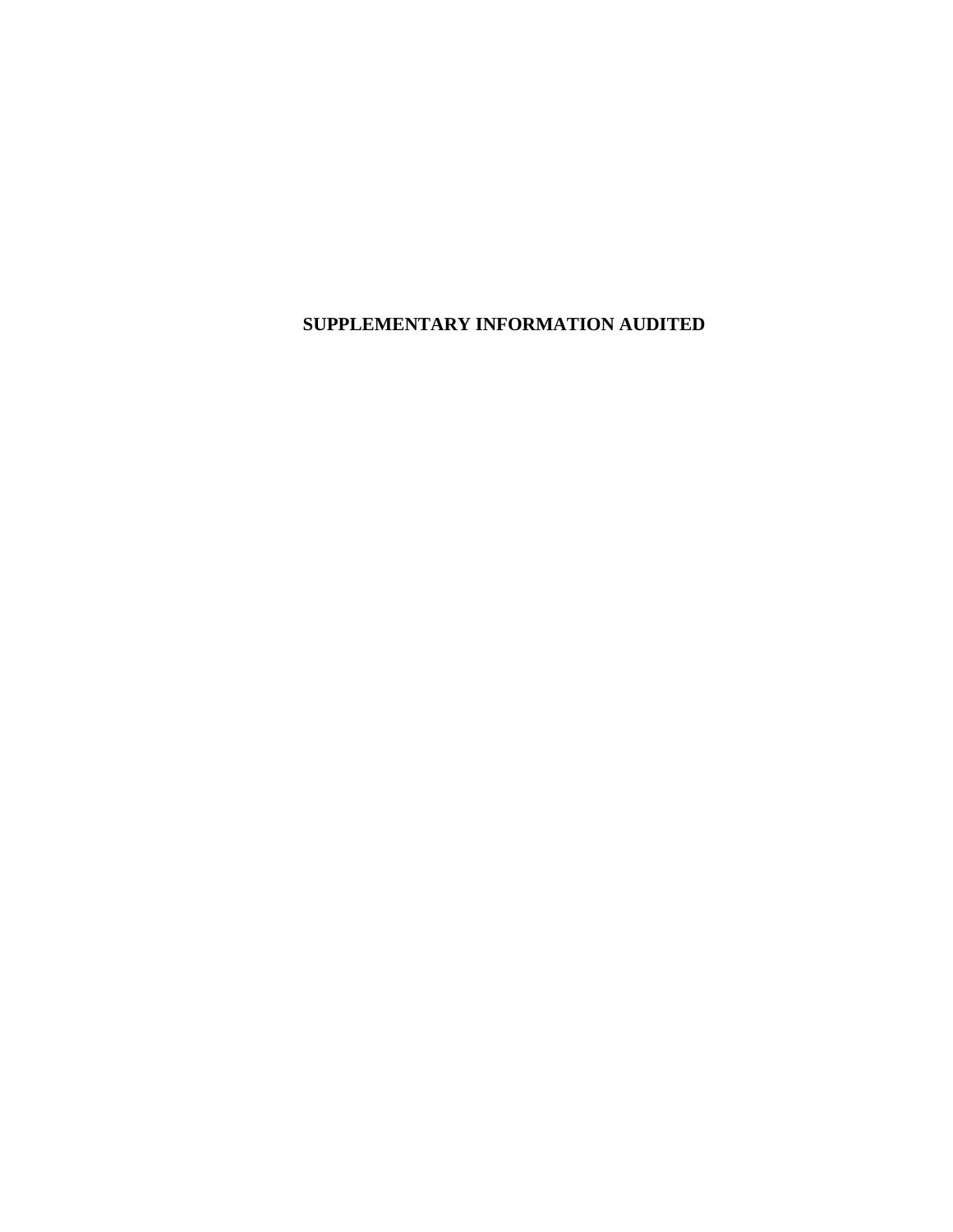# SUPPLEMENTARY INFORMATION AUDITED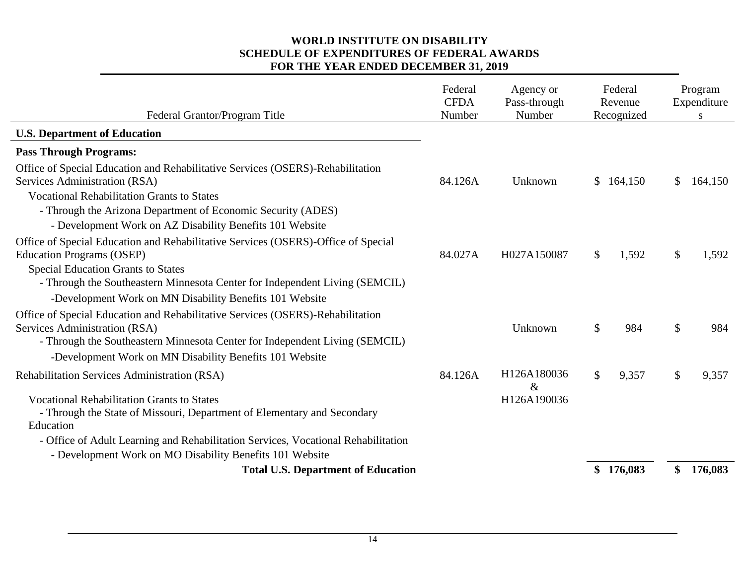# WORLD INSTITUTE ON DISABILITY
## SCHEDULE OF EXPENDITURES OF FEDERAL AWARDS
## FOR THE YEAR ENDED DECEMBER 31, 2019

| Federal Grantor/Program Title | Federal CFDA Number | Agency or Pass-through Number | Federal Revenue Recognized | Program Expenditures |
|---|---|---|---|---|
| **U.S. Department of Education** | | | | |
| **Pass Through Programs:** | | | | |
| Office of Special Education and Rehabilitative Services (OSERS)-Rehabilitation Services Administration (RSA) | 84.126A | Unknown | $ 164,150 | $ 164,150 |
| Vocational Rehabilitation Grants to States | | | | |
| - Through the Arizona Department of Economic Security (ADES) | | | | |
| - Development Work on AZ Disability Benefits 101 Website | | | | |
| Office of Special Education and Rehabilitative Services (OSERS)-Office of Special Education Programs (OSEP) | 84.027A | H027A150087 | $ 1,592 | $ 1,592 |
| Special Education Grants to States | | | | |
| - Through the Southeastern Minnesota Center for Independent Living (SEMCIL) | | | | |
| -Development Work on MN Disability Benefits 101 Website | | | | |
| Office of Special Education and Rehabilitative Services (OSERS)-Rehabilitation Services Administration (RSA) | | Unknown | $ 984 | $ 984 |
| - Through the Southeastern Minnesota Center for Independent Living (SEMCIL) | | | | |
| -Development Work on MN Disability Benefits 101 Website | | | | |
| Rehabilitation Services Administration (RSA) | 84.126A | H126A180036 & H126A190036 | $ 9,357 | $ 9,357 |
| Vocational Rehabilitation Grants to States | | | | |
| - Through the State of Missouri, Department of Elementary and Secondary Education | | | | |
| - Office of Adult Learning and Rehabilitation Services, Vocational Rehabilitation | | | | |
| - Development Work on MO Disability Benefits 101 Website | | | | |
| **Total U.S. Department of Education** | | | **$ 176,083** | **$ 176,083** |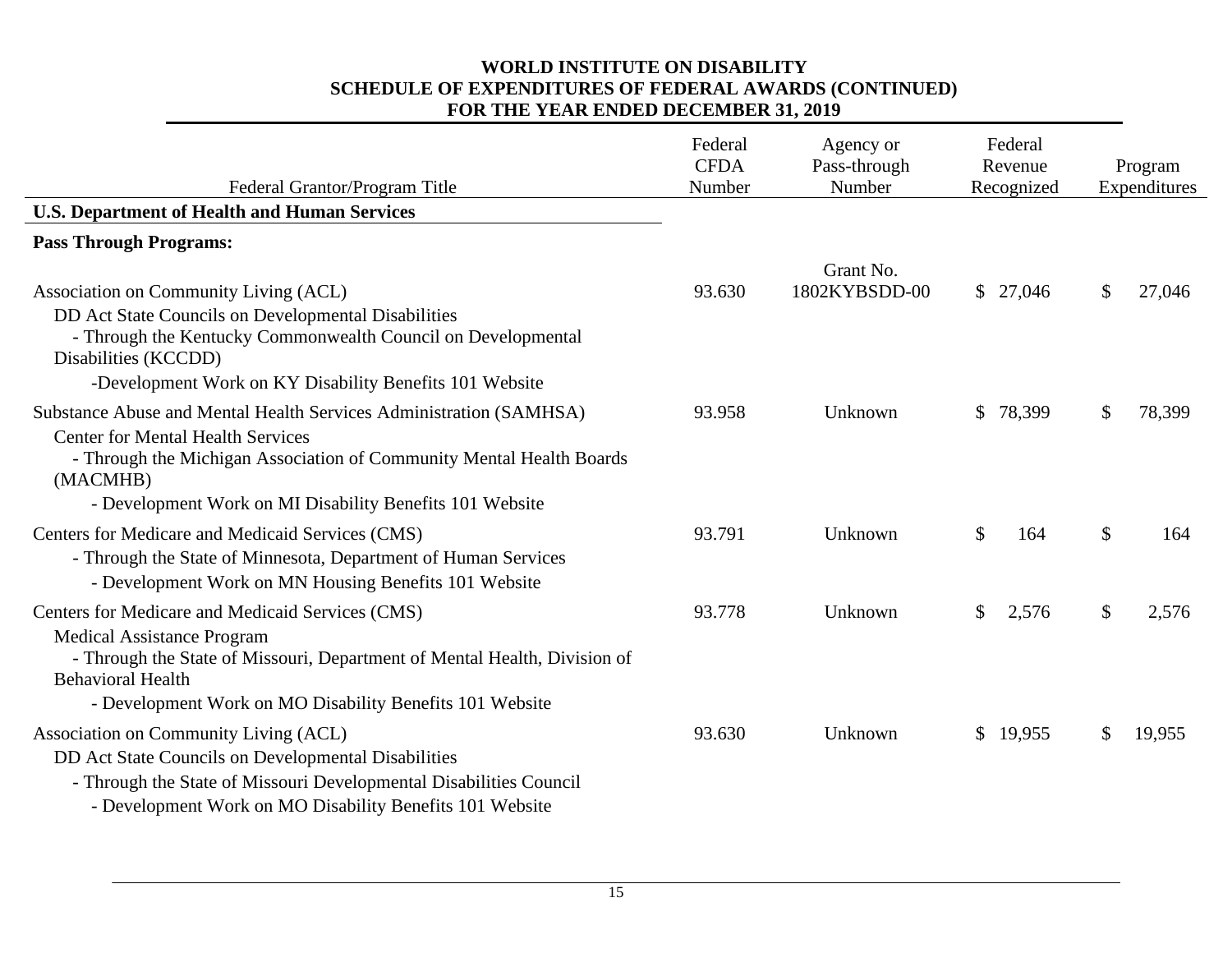# WORLD INSTITUTE ON DISABILITY
## SCHEDULE OF EXPENDITURES OF FEDERAL AWARDS (CONTINUED)
## FOR THE YEAR ENDED DECEMBER 31, 2019

| Federal Grantor/Program Title | Federal CFDA Number | Agency or Pass-through Number | Federal Revenue Recognized | Program Expenditures |
|---|---|---|---|---|
| **U.S. Department of Health and Human Services** | | | | |
| **Pass Through Programs:** | | | | |
| Association on Community Living (ACL)<br>DD Act State Councils on Developmental Disabilities<br>- Through the Kentucky Commonwealth Council on Developmental Disabilities (KCCDD)<br>-Development Work on KY Disability Benefits 101 Website | 93.630 | Grant No. 1802KYBSDD-00 | $ 27,046 | $ 27,046 |
| Substance Abuse and Mental Health Services Administration (SAMHSA)<br>Center for Mental Health Services<br>- Through the Michigan Association of Community Mental Health Boards (MACMHB)<br>- Development Work on MI Disability Benefits 101 Website | 93.958 | Unknown | $ 78,399 | $ 78,399 |
| Centers for Medicare and Medicaid Services (CMS)<br>- Through the State of Minnesota, Department of Human Services<br>- Development Work on MN Housing Benefits 101 Website | 93.791 | Unknown | $ 164 | $ 164 |
| Centers for Medicare and Medicaid Services (CMS)<br>Medical Assistance Program<br>- Through the State of Missouri, Department of Mental Health, Division of Behavioral Health<br>- Development Work on MO Disability Benefits 101 Website | 93.778 | Unknown | $ 2,576 | $ 2,576 |
| Association on Community Living (ACL)<br>DD Act State Councils on Developmental Disabilities<br>- Through the State of Missouri Developmental Disabilities Council<br>- Development Work on MO Disability Benefits 101 Website | 93.630 | Unknown | $ 19,955 | $ 19,955 |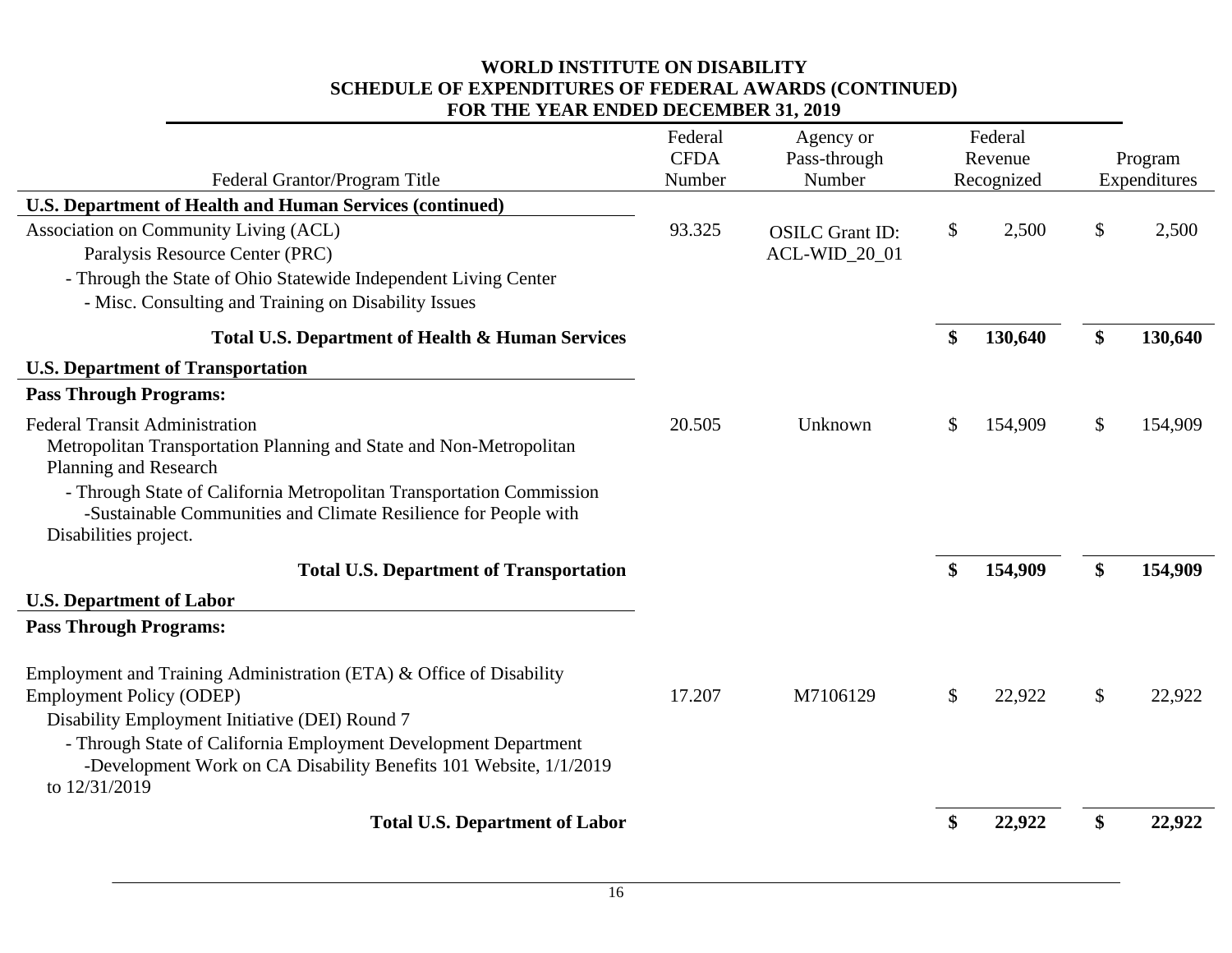# WORLD INSTITUTE ON DISABILITY
## SCHEDULE OF EXPENDITURES OF FEDERAL AWARDS (CONTINUED)
## FOR THE YEAR ENDED DECEMBER 31, 2019

| Federal Grantor/Program Title | Federal CFDA Number | Agency or Pass-through Number | Federal Revenue Recognized | Program Expenditures |
|---|---|---|---|---|
| **U.S. Department of Health and Human Services (continued)** | | | | |
| Association on Community Living (ACL)<br>Paralysis Resource Center (PRC)<br>- Through the State of Ohio Statewide Independent Living Center<br>- Misc. Consulting and Training on Disability Issues | 93.325 | OSILC Grant ID: ACL-WID_20_01 | $ 2,500 | $ 2,500 |
| **Total U.S. Department of Health & Human Services** | | | **$ 130,640** | **$ 130,640** |
| **U.S. Department of Transportation** | | | | |
| **Pass Through Programs:** | | | | |
| Federal Transit Administration<br>Metropolitan Transportation Planning and State and Non-Metropolitan Planning and Research<br>- Through State of California Metropolitan Transportation Commission<br>-Sustainable Communities and Climate Resilience for People with Disabilities project. | 20.505 | Unknown | $ 154,909 | $ 154,909 |
| **Total U.S. Department of Transportation** | | | **$ 154,909** | **$ 154,909** |
| **U.S. Department of Labor** | | | | |
| **Pass Through Programs:** | | | | |
| Employment and Training Administration (ETA) & Office of Disability Employment Policy (ODEP)<br>Disability Employment Initiative (DEI) Round 7<br>- Through State of California Employment Development Department<br>-Development Work on CA Disability Benefits 101 Website, 1/1/2019 to 12/31/2019 | 17.207 | M7106129 | $ 22,922 | $ 22,922 |
| **Total U.S. Department of Labor** | | | **$ 22,922** | **$ 22,922** |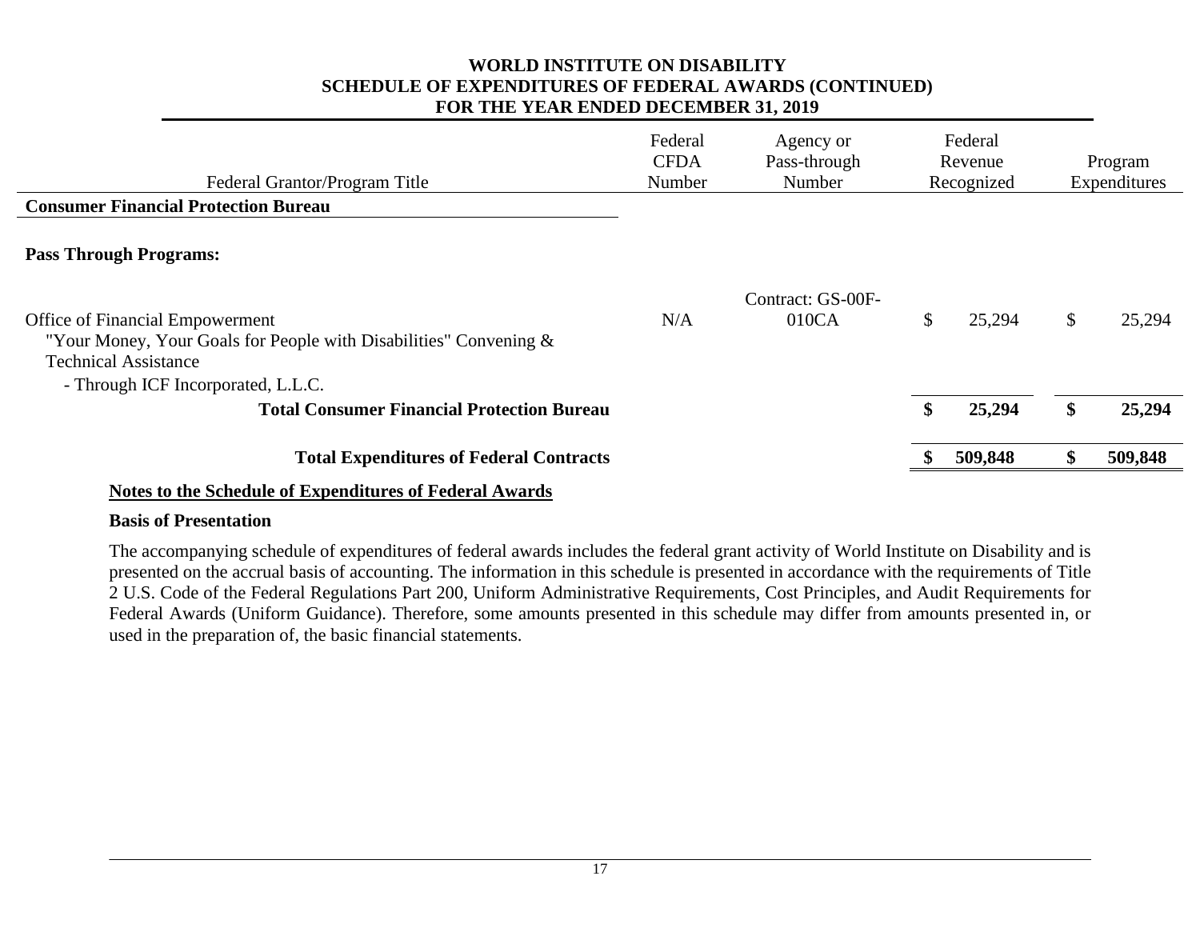# WORLD INSTITUTE ON DISABILITY
## SCHEDULE OF EXPENDITURES OF FEDERAL AWARDS (CONTINUED)
## FOR THE YEAR ENDED DECEMBER 31, 2019

| Federal Grantor/Program Title | Federal CFDA Number | Agency or Pass-through Number | Federal Revenue Recognized | Program Expenditures |
|---|---|---|---|---|
| **Consumer Financial Protection Bureau** | | | | |
| **Pass Through Programs:** | | | | |
| Office of Financial Empowerment "Your Money, Your Goals for People with Disabilities" Convening & Technical Assistance - Through ICF Incorporated, L.L.C. | N/A | Contract: GS-00F-010CA | $ 25,294 | $ 25,294 |
| **Total Consumer Financial Protection Bureau** | | | **$ 25,294** | **$ 25,294** |
| **Total Expenditures of Federal Contracts** | | | **$ 509,848** | **$ 509,848** |

**Notes to the Schedule of Expenditures of Federal Awards**

**Basis of Presentation**

The accompanying schedule of expenditures of federal awards includes the federal grant activity of World Institute on Disability and is presented on the accrual basis of accounting. The information in this schedule is presented in accordance with the requirements of Title 2 U.S. Code of the Federal Regulations Part 200, Uniform Administrative Requirements, Cost Principles, and Audit Requirements for Federal Awards (Uniform Guidance). Therefore, some amounts presented in this schedule may differ from amounts presented in, or used in the preparation of, the basic financial statements.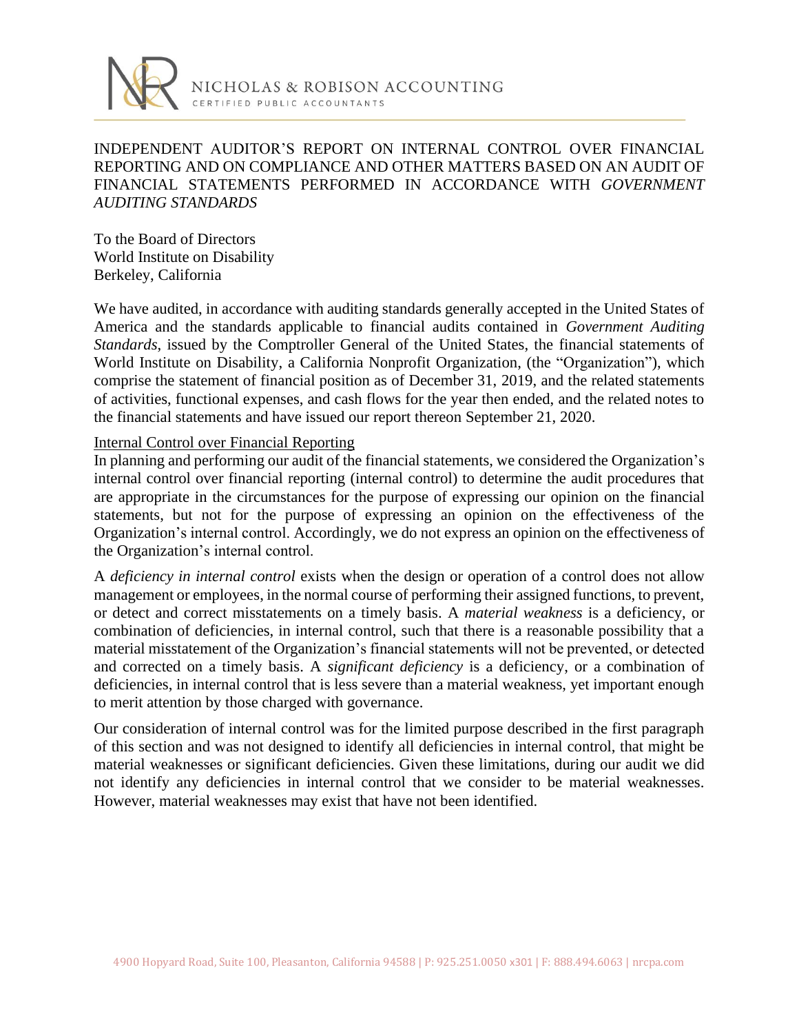NICHOLAS & ROBISON ACCOUNTING
CERTIFIED PUBLIC ACCOUNTANTS

# INDEPENDENT AUDITOR'S REPORT ON INTERNAL CONTROL OVER FINANCIAL REPORTING AND ON COMPLIANCE AND OTHER MATTERS BASED ON AN AUDIT OF FINANCIAL STATEMENTS PERFORMED IN ACCORDANCE WITH *GOVERNMENT AUDITING STANDARDS*

To the Board of Directors
World Institute on Disability
Berkeley, California

We have audited, in accordance with auditing standards generally accepted in the United States of America and the standards applicable to financial audits contained in *Government Auditing Standards*, issued by the Comptroller General of the United States, the financial statements of World Institute on Disability, a California Nonprofit Organization, (the "Organization"), which comprise the statement of financial position as of December 31, 2019, and the related statements of activities, functional expenses, and cash flows for the year then ended, and the related notes to the financial statements and have issued our report thereon September 21, 2020.

## Internal Control over Financial Reporting

In planning and performing our audit of the financial statements, we considered the Organization's internal control over financial reporting (internal control) to determine the audit procedures that are appropriate in the circumstances for the purpose of expressing our opinion on the financial statements, but not for the purpose of expressing an opinion on the effectiveness of the Organization's internal control. Accordingly, we do not express an opinion on the effectiveness of the Organization's internal control.

A *deficiency in internal control* exists when the design or operation of a control does not allow management or employees, in the normal course of performing their assigned functions, to prevent, or detect and correct misstatements on a timely basis. A *material weakness* is a deficiency, or combination of deficiencies, in internal control, such that there is a reasonable possibility that a material misstatement of the Organization's financial statements will not be prevented, or detected and corrected on a timely basis. A *significant deficiency* is a deficiency, or a combination of deficiencies, in internal control that is less severe than a material weakness, yet important enough to merit attention by those charged with governance.

Our consideration of internal control was for the limited purpose described in the first paragraph of this section and was not designed to identify all deficiencies in internal control, that might be material weaknesses or significant deficiencies. Given these limitations, during our audit we did not identify any deficiencies in internal control that we consider to be material weaknesses. However, material weaknesses may exist that have not been identified.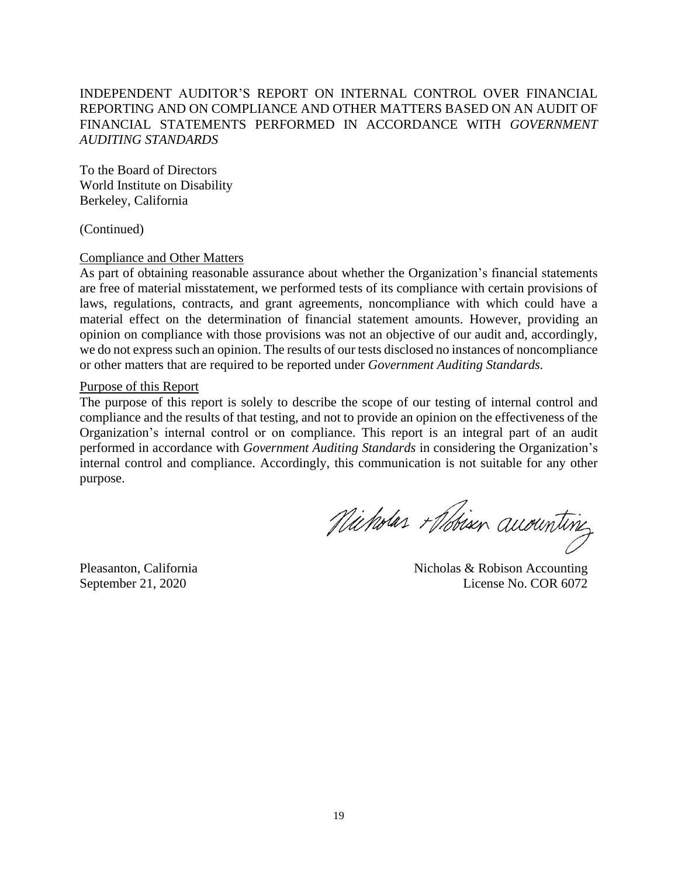INDEPENDENT AUDITOR'S REPORT ON INTERNAL CONTROL OVER FINANCIAL REPORTING AND ON COMPLIANCE AND OTHER MATTERS BASED ON AN AUDIT OF FINANCIAL STATEMENTS PERFORMED IN ACCORDANCE WITH *GOVERNMENT AUDITING STANDARDS*

To the Board of Directors
World Institute on Disability
Berkeley, California

(Continued)

Compliance and Other Matters

As part of obtaining reasonable assurance about whether the Organization's financial statements are free of material misstatement, we performed tests of its compliance with certain provisions of laws, regulations, contracts, and grant agreements, noncompliance with which could have a material effect on the determination of financial statement amounts. However, providing an opinion on compliance with those provisions was not an objective of our audit and, accordingly, we do not express such an opinion. The results of our tests disclosed no instances of noncompliance or other matters that are required to be reported under *Government Auditing Standards.*

Purpose of this Report

The purpose of this report is solely to describe the scope of our testing of internal control and compliance and the results of that testing, and not to provide an opinion on the effectiveness of the Organization's internal control or on compliance. This report is an integral part of an audit performed in accordance with *Government Auditing Standards* in considering the Organization's internal control and compliance. Accordingly, this communication is not suitable for any other purpose.

Nicholas + Robison accounting

Pleasanton, California
September 21, 2020

Nicholas & Robison Accounting
License No. COR 6072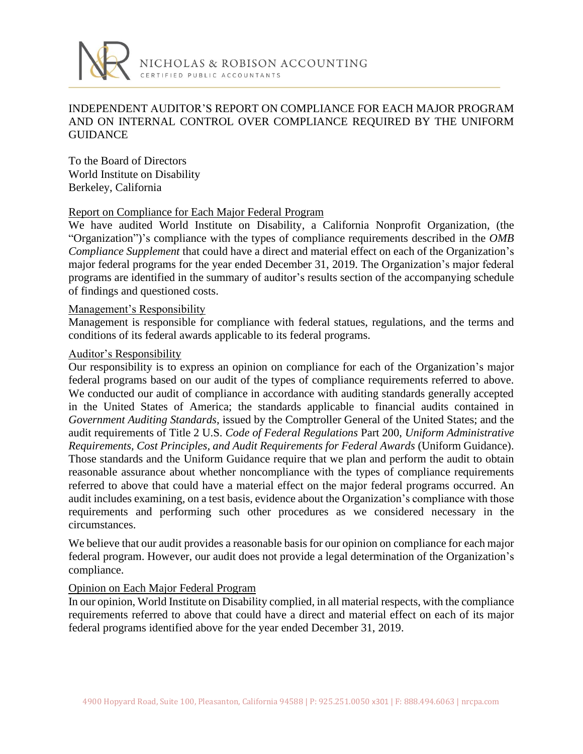NICHOLAS & ROBISON ACCOUNTING

CERTIFIED PUBLIC ACCOUNTANTS

# INDEPENDENT AUDITOR'S REPORT ON COMPLIANCE FOR EACH MAJOR PROGRAM AND ON INTERNAL CONTROL OVER COMPLIANCE REQUIRED BY THE UNIFORM GUIDANCE

To the Board of Directors
World Institute on Disability
Berkeley, California

## Report on Compliance for Each Major Federal Program

We have audited World Institute on Disability, a California Nonprofit Organization, (the "Organization")'s compliance with the types of compliance requirements described in the *OMB Compliance Supplement* that could have a direct and material effect on each of the Organization's major federal programs for the year ended December 31, 2019. The Organization's major federal programs are identified in the summary of auditor's results section of the accompanying schedule of findings and questioned costs.

## Management's Responsibility

Management is responsible for compliance with federal statues, regulations, and the terms and conditions of its federal awards applicable to its federal programs.

## Auditor's Responsibility

Our responsibility is to express an opinion on compliance for each of the Organization's major federal programs based on our audit of the types of compliance requirements referred to above. We conducted our audit of compliance in accordance with auditing standards generally accepted in the United States of America; the standards applicable to financial audits contained in *Government Auditing Standards*, issued by the Comptroller General of the United States; and the audit requirements of Title 2 U.S. *Code of Federal Regulations* Part 200, *Uniform Administrative Requirements, Cost Principles, and Audit Requirements for Federal Awards* (Uniform Guidance). Those standards and the Uniform Guidance require that we plan and perform the audit to obtain reasonable assurance about whether noncompliance with the types of compliance requirements referred to above that could have a material effect on the major federal programs occurred. An audit includes examining, on a test basis, evidence about the Organization's compliance with those requirements and performing such other procedures as we considered necessary in the circumstances.

We believe that our audit provides a reasonable basis for our opinion on compliance for each major federal program. However, our audit does not provide a legal determination of the Organization's compliance.

## Opinion on Each Major Federal Program

In our opinion, World Institute on Disability complied, in all material respects, with the compliance requirements referred to above that could have a direct and material effect on each of its major federal programs identified above for the year ended December 31, 2019.

4900 Hopyard Road, Suite 100, Pleasanton, California 94588 | P: 925.251.0050 x301 | F: 888.494.6063 | nrcpa.com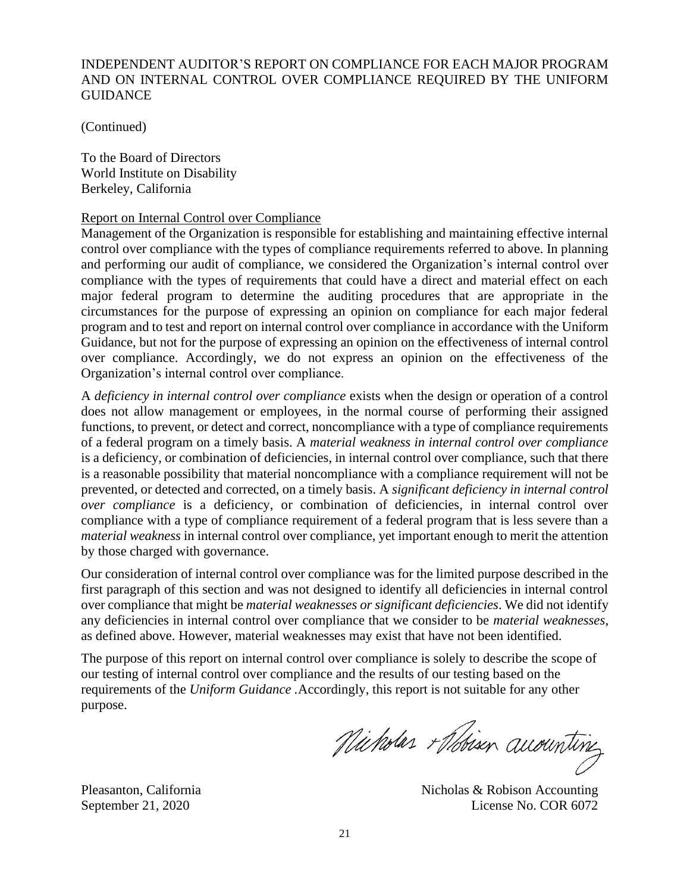# INDEPENDENT AUDITOR'S REPORT ON COMPLIANCE FOR EACH MAJOR PROGRAM AND ON INTERNAL CONTROL OVER COMPLIANCE REQUIRED BY THE UNIFORM GUIDANCE

(Continued)

To the Board of Directors
World Institute on Disability
Berkeley, California

Report on Internal Control over Compliance

Management of the Organization is responsible for establishing and maintaining effective internal control over compliance with the types of compliance requirements referred to above. In planning and performing our audit of compliance, we considered the Organization's internal control over compliance with the types of requirements that could have a direct and material effect on each major federal program to determine the auditing procedures that are appropriate in the circumstances for the purpose of expressing an opinion on compliance for each major federal program and to test and report on internal control over compliance in accordance with the Uniform Guidance, but not for the purpose of expressing an opinion on the effectiveness of internal control over compliance. Accordingly, we do not express an opinion on the effectiveness of the Organization's internal control over compliance.

A *deficiency in internal control over compliance* exists when the design or operation of a control does not allow management or employees, in the normal course of performing their assigned functions, to prevent, or detect and correct, noncompliance with a type of compliance requirements of a federal program on a timely basis. A *material weakness in internal control over compliance* is a deficiency, or combination of deficiencies, in internal control over compliance, such that there is a reasonable possibility that material noncompliance with a compliance requirement will not be prevented, or detected and corrected, on a timely basis. A *significant deficiency in internal control over compliance* is a deficiency, or combination of deficiencies, in internal control over compliance with a type of compliance requirement of a federal program that is less severe than a *material weakness* in internal control over compliance, yet important enough to merit the attention by those charged with governance.

Our consideration of internal control over compliance was for the limited purpose described in the first paragraph of this section and was not designed to identify all deficiencies in internal control over compliance that might be *material weaknesses or significant deficiencies*. We did not identify any deficiencies in internal control over compliance that we consider to be *material weaknesses*, as defined above. However, material weaknesses may exist that have not been identified.

The purpose of this report on internal control over compliance is solely to describe the scope of our testing of internal control over compliance and the results of our testing based on the requirements of the *Uniform Guidance* .Accordingly, this report is not suitable for any other purpose.

Nicholas + Robison accounting

Pleasanton, California
September 21, 2020

Nicholas & Robison Accounting
License No. COR 6072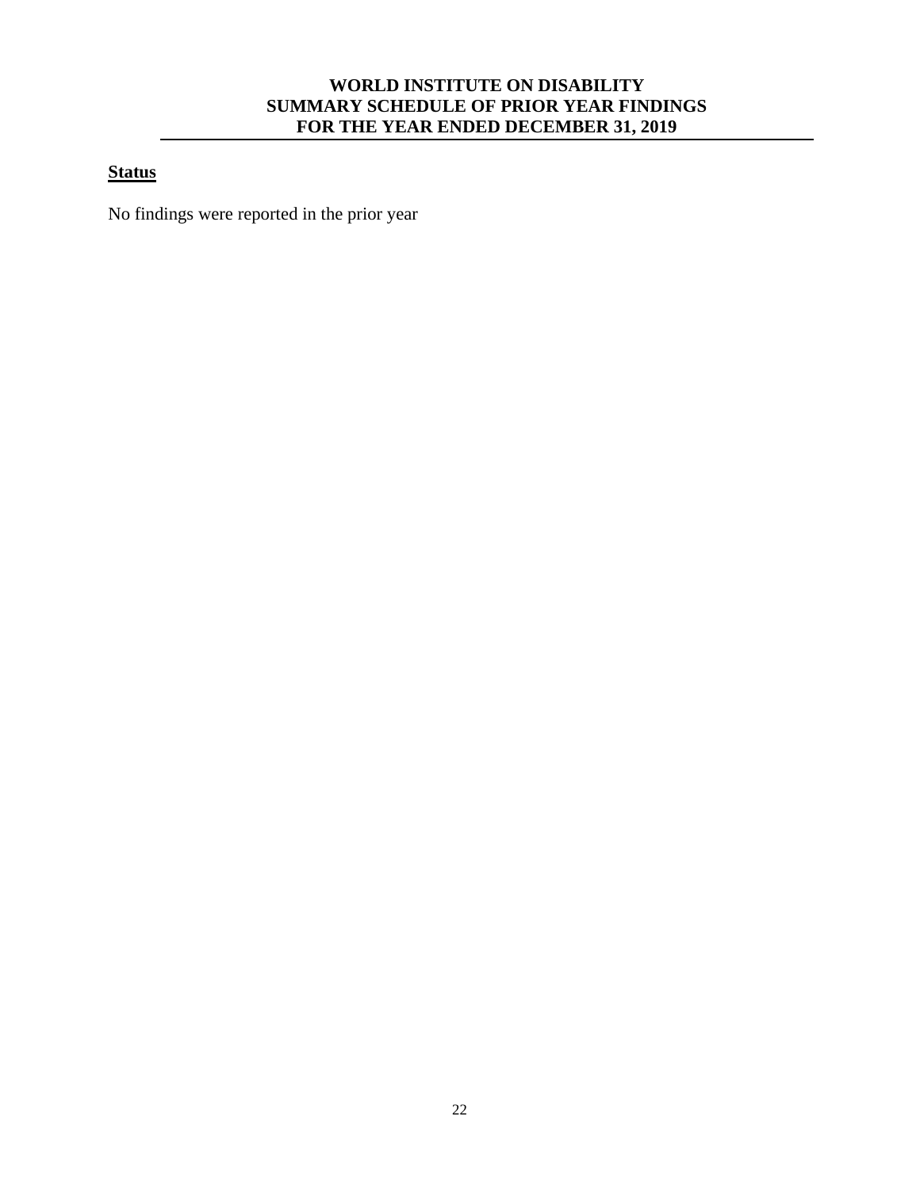# WORLD INSTITUTE ON DISABILITY
# SUMMARY SCHEDULE OF PRIOR YEAR FINDINGS
# FOR THE YEAR ENDED DECEMBER 31, 2019

**Status**

No findings were reported in the prior year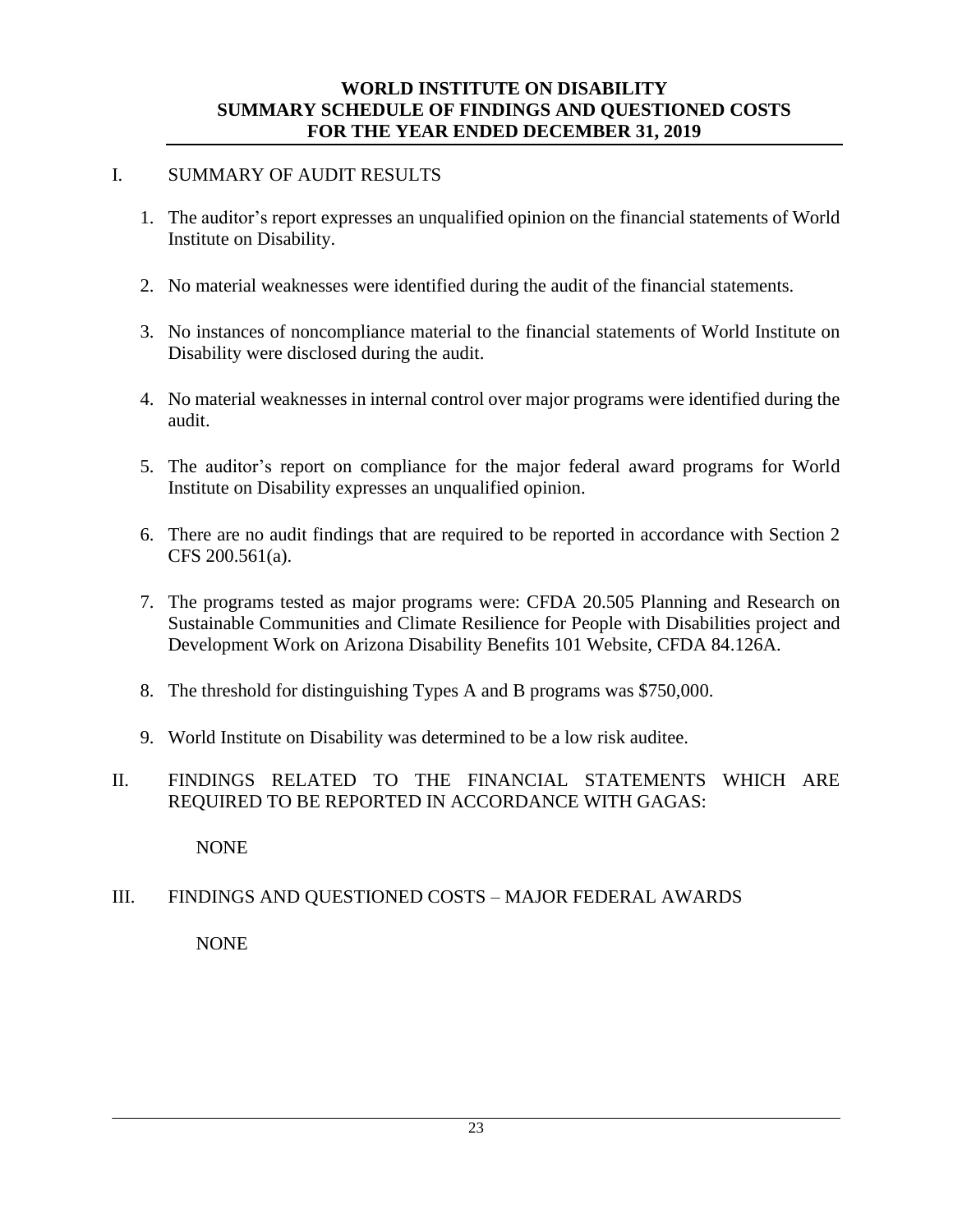# WORLD INSTITUTE ON DISABILITY
## SUMMARY SCHEDULE OF FINDINGS AND QUESTIONED COSTS
## FOR THE YEAR ENDED DECEMBER 31, 2019

I. SUMMARY OF AUDIT RESULTS

1. The auditor's report expresses an unqualified opinion on the financial statements of World Institute on Disability.

2. No material weaknesses were identified during the audit of the financial statements.

3. No instances of noncompliance material to the financial statements of World Institute on Disability were disclosed during the audit.

4. No material weaknesses in internal control over major programs were identified during the audit.

5. The auditor's report on compliance for the major federal award programs for World Institute on Disability expresses an unqualified opinion.

6. There are no audit findings that are required to be reported in accordance with Section 2 CFS 200.561(a).

7. The programs tested as major programs were: CFDA 20.505 Planning and Research on Sustainable Communities and Climate Resilience for People with Disabilities project and Development Work on Arizona Disability Benefits 101 Website, CFDA 84.126A.

8. The threshold for distinguishing Types A and B programs was $750,000.

9. World Institute on Disability was determined to be a low risk auditee.

II. FINDINGS RELATED TO THE FINANCIAL STATEMENTS WHICH ARE REQUIRED TO BE REPORTED IN ACCORDANCE WITH GAGAS:

NONE

III. FINDINGS AND QUESTIONED COSTS – MAJOR FEDERAL AWARDS

NONE